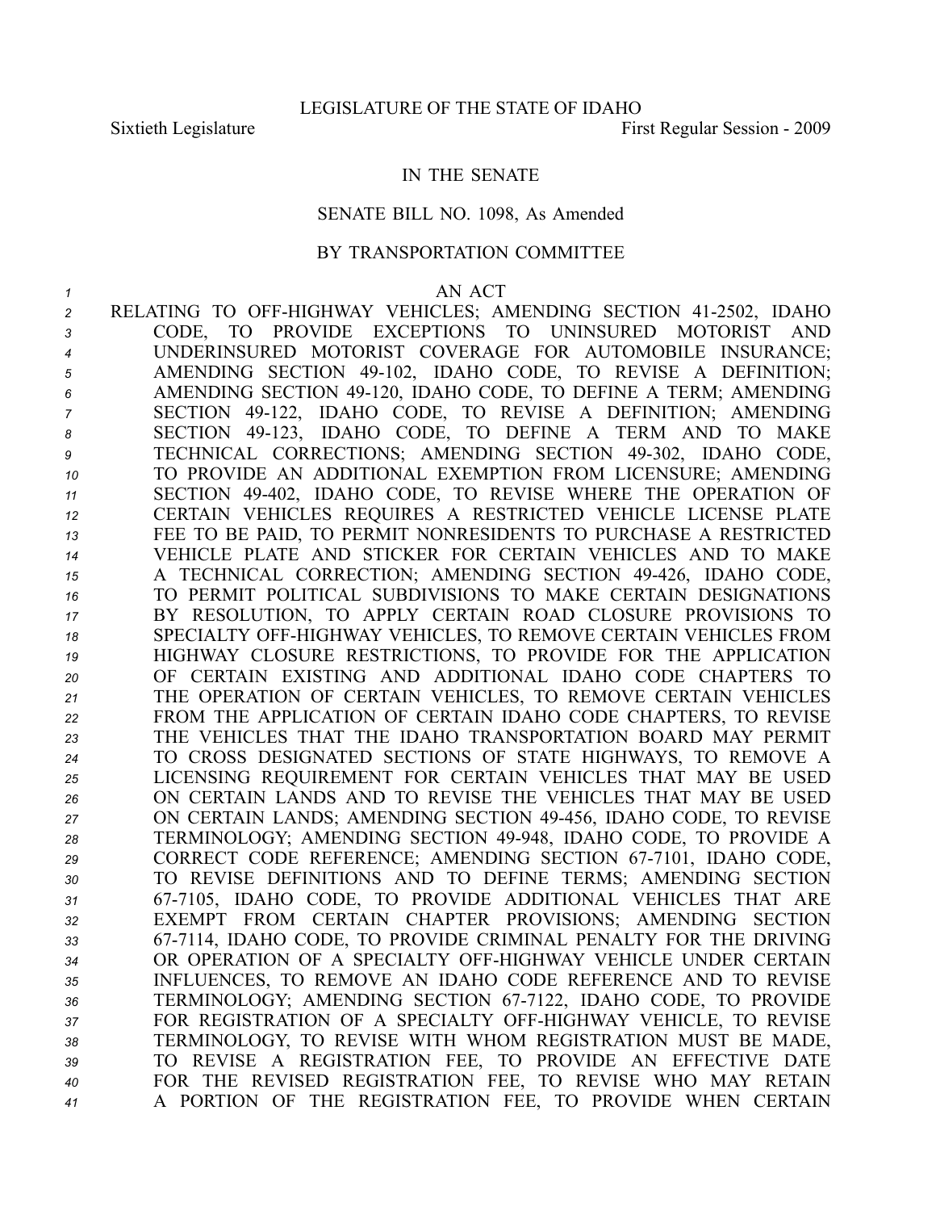LEGISLATURE OF THE STATE OF IDAHO

Sixtieth Legislature First Regular Session - 2009

IN THE SENATE

SENATE BILL NO. 1098, As Amended

BY TRANSPORTATION COMMITTEE

AN ACT

RELATING TO OFF-HIGHWAY VEHICLES; AMENDING SECTION 41-2502, IDAHO CODE, TO PROVIDE EXCEPTIONS TO UNINSURED MOTORIST AND UNDERINSURED MOTORIST COVERAGE FOR AUTOMOBILE INSURANCE; AMENDING SECTION 49-102, IDAHO CODE, TO REVISE A DEFINITION; AMENDING SECTION 49-120, IDAHO CODE, TO DEFINE A TERM; AMENDING SECTION 49-122, IDAHO CODE, TO REVISE A DEFINITION; AMENDING SECTION 49-123, IDAHO CODE, TO DEFINE A TERM AND TO MAKE TECHNICAL CORRECTIONS; AMENDING SECTION 49-302, IDAHO CODE, TO PROVIDE AN ADDITIONAL EXEMPTION FROM LICENSURE; AMENDING SECTION 49-402, IDAHO CODE, TO REVISE WHERE THE OPERATION OF CERTAIN VEHICLES REQUIRES A RESTRICTED VEHICLE LICENSE PLATE FEE TO BE PAID, TO PERMIT NONRESIDENTS TO PURCHASE A RESTRICTED VEHICLE PLATE AND STICKER FOR CERTAIN VEHICLES AND TO MAKE A TECHNICAL CORRECTION; AMENDING SECTION 49-426, IDAHO CODE, TO PERMIT POLITICAL SUBDIVISIONS TO MAKE CERTAIN DESIGNATIONS BY RESOLUTION, TO APPLY CERTAIN ROAD CLOSURE PROVISIONS TO SPECIALTY OFF-HIGHWAY VEHICLES, TO REMOVE CERTAIN VEHICLES FROM HIGHWAY CLOSURE RESTRICTIONS, TO PROVIDE FOR THE APPLICATION OF CERTAIN EXISTING AND ADDITIONAL IDAHO CODE CHAPTERS TO THE OPERATION OF CERTAIN VEHICLES, TO REMOVE CERTAIN VEHICLES FROM THE APPLICATION OF CERTAIN IDAHO CODE CHAPTERS, TO REVISE THE VEHICLES THAT THE IDAHO TRANSPORTATION BOARD MAY PERMIT TO CROSS DESIGNATED SECTIONS OF STATE HIGHWAYS, TO REMOVE A LICENSING REQUIREMENT FOR CERTAIN VEHICLES THAT MAY BE USED ON CERTAIN LANDS AND TO REVISE THE VEHICLES THAT MAY BE USED ON CERTAIN LANDS; AMENDING SECTION 49-456, IDAHO CODE, TO REVISE TERMINOLOGY; AMENDING SECTION 49-948, IDAHO CODE, TO PROVIDE A CORRECT CODE REFERENCE; AMENDING SECTION 67-7101, IDAHO CODE, TO REVISE DEFINITIONS AND TO DEFINE TERMS; AMENDING SECTION 67-7105, IDAHO CODE, TO PROVIDE ADDITIONAL VEHICLES THAT ARE EXEMPT FROM CERTAIN CHAPTER PROVISIONS; AMENDING SECTION 67-7114, IDAHO CODE, TO PROVIDE CRIMINAL PENALTY FOR THE DRIVING OR OPERATION OF A SPECIALTY OFF-HIGHWAY VEHICLE UNDER CERTAIN INFLUENCES, TO REMOVE AN IDAHO CODE REFERENCE AND TO REVISE TERMINOLOGY; AMENDING SECTION 67-7122, IDAHO CODE, TO PROVIDE FOR REGISTRATION OF A SPECIALTY OFF-HIGHWAY VEHICLE, TO REVISE TERMINOLOGY, TO REVISE WITH WHOM REGISTRATION MUST BE MADE, TO REVISE A REGISTRATION FEE, TO PROVIDE AN EFFECTIVE DATE FOR THE REVISED REGISTRATION FEE, TO REVISE WHO MAY RETAIN A PORTION OF THE REGISTRATION FEE, TO PROVIDE WHEN CERTAIN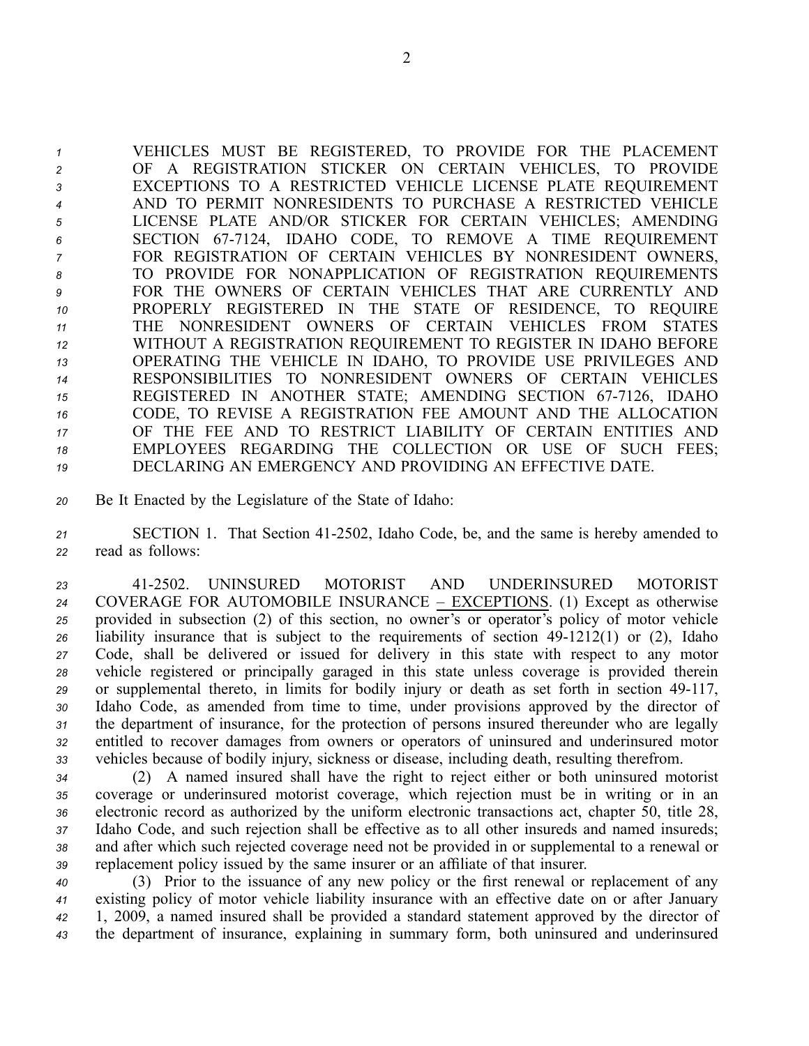VEHICLES MUST BE REGISTERED, TO PROVIDE FOR THE PLACEMENT OF A REGISTRATION STICKER ON CERTAIN VEHICLES, TO PROVIDE EXCEPTIONS TO A RESTRICTED VEHICLE LICENSE PLATE REQUIREMENT AND TO PERMIT NONRESIDENTS TO PURCHASE A RESTRICTED VEHICLE LICENSE PLATE AND/OR STICKER FOR CERTAIN VEHICLES; AMENDING SECTION 67-7124, IDAHO CODE, TO REMOVE A TIME REQUIREMENT FOR REGISTRATION OF CERTAIN VEHICLES BY NONRESIDENT OWNERS, TO PROVIDE FOR NONAPPLICATION OF REGISTRATION REQUIREMENTS FOR THE OWNERS OF CERTAIN VEHICLES THAT ARE CURRENTLY AND PROPERLY REGISTERED IN THE STATE OF RESIDENCE, TO REQUIRE THE NONRESIDENT OWNERS OF CERTAIN VEHICLES FROM STATES WITHOUT A REGISTRATION REQUIREMENT TO REGISTER IN IDAHO BEFORE OPERATING THE VEHICLE IN IDAHO, TO PROVIDE USE PRIVILEGES AND RESPONSIBILITIES TO NONRESIDENT OWNERS OF CERTAIN VEHICLES REGISTERED IN ANOTHER STATE; AMENDING SECTION 67-7126, IDAHO CODE, TO REVISE A REGISTRATION FEE AMOUNT AND THE ALLOCATION OF THE FEE AND TO RESTRICT LIABILITY OF CERTAIN ENTITIES AND EMPLOYEES REGARDING THE COLLECTION OR USE OF SUCH FEES; DECLARING AN EMERGENCY AND PROVIDING AN EFFECTIVE DATE.

Be It Enacted by the Legislature of the State of Idaho:

SECTION 1. That Section 41-2502, Idaho Code, be, and the same is hereby amended to read as follows:

41-2502. UNINSURED MOTORIST AND UNDERINSURED MOTORIST COVERAGE FOR AUTOMOBILE INSURANCE – EXCEPTIONS. (1) Except as otherwise provided in subsection (2) of this section, no owner's or operator's policy of motor vehicle liability insurance that is subject to the requirements of section 49-1212(1) or (2), Idaho Code, shall be delivered or issued for delivery in this state with respect to any motor vehicle registered or principally garaged in this state unless coverage is provided therein or supplemental thereto, in limits for bodily injury or death as set forth in section 49-117, Idaho Code, as amended from time to time, under provisions approved by the director of the department of insurance, for the protection of persons insured thereunder who are legally entitled to recover damages from owners or operators of uninsured and underinsured motor vehicles because of bodily injury, sickness or disease, including death, resulting therefrom.

(2) A named insured shall have the right to reject either or both uninsured motorist coverage or underinsured motorist coverage, which rejection must be in writing or in an electronic record as authorized by the uniform electronic transactions act, chapter 50, title 28, Idaho Code, and such rejection shall be effective as to all other insureds and named insureds; and after which such rejected coverage need not be provided in or supplemental to a renewal or replacement policy issued by the same insurer or an affiliate of that insurer.

(3) Prior to the issuance of any new policy or the first renewal or replacement of any existing policy of motor vehicle liability insurance with an effective date on or after January 1, 2009, a named insured shall be provided a standard statement approved by the director of the department of insurance, explaining in summary form, both uninsured and underinsured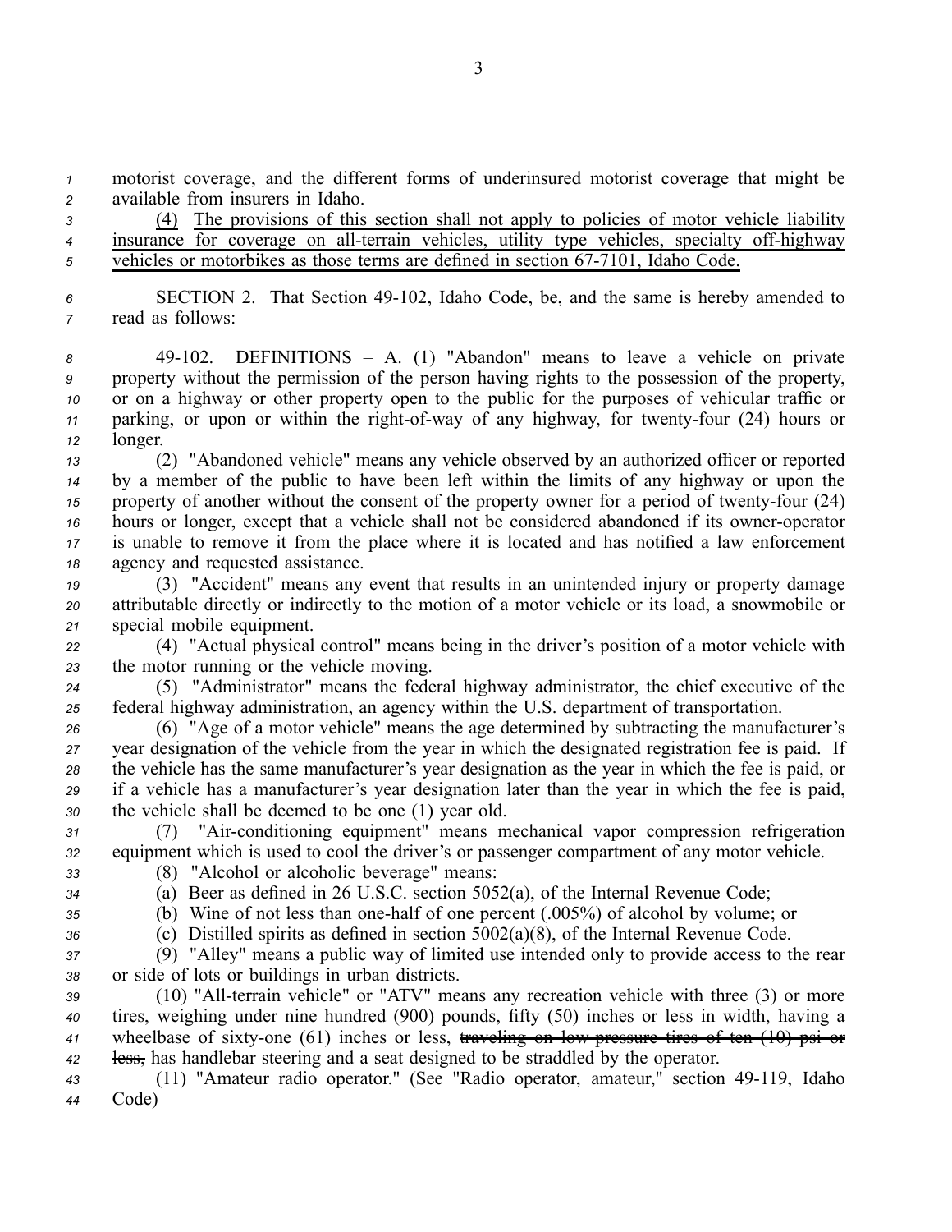motorist coverage, and the different forms of underinsured motorist coverage that might be available from insurers in Idaho.

(4) The provisions of this section shall not apply to policies of motor vehicle liability insurance for coverage on all-terrain vehicles, utility type vehicles, specialty off-highway vehicles or motorbikes as those terms are defined in section 67-7101, Idaho Code.

SECTION 2. That Section 49-102, Idaho Code, be, and the same is hereby amended to read as follows:

49-102. DEFINITIONS – A. (1) "Abandon" means to leave a vehicle on private property without the permission of the person having rights to the possession of the property, or on a highway or other property open to the public for the purposes of vehicular traffic or parking, or upon or within the right-of-way of any highway, for twenty-four (24) hours or longer.

(2) "Abandoned vehicle" means any vehicle observed by an authorized officer or reported by a member of the public to have been left within the limits of any highway or upon the property of another without the consent of the property owner for a period of twenty-four (24) hours or longer, except that a vehicle shall not be considered abandoned if its owner-operator is unable to remove it from the place where it is located and has notified a law enforcement agency and requested assistance.

(3) "Accident" means any event that results in an unintended injury or property damage attributable directly or indirectly to the motion of a motor vehicle or its load, a snowmobile or special mobile equipment.

(4) "Actual physical control" means being in the driver's position of a motor vehicle with the motor running or the vehicle moving.

(5) "Administrator" means the federal highway administrator, the chief executive of the federal highway administration, an agency within the U.S. department of transportation.

(6) "Age of a motor vehicle" means the age determined by subtracting the manufacturer's year designation of the vehicle from the year in which the designated registration fee is paid. If the vehicle has the same manufacturer's year designation as the year in which the fee is paid, or if a vehicle has a manufacturer's year designation later than the year in which the fee is paid, the vehicle shall be deemed to be one (1) year old.

(7) "Air-conditioning equipment" means mechanical vapor compression refrigeration equipment which is used to cool the driver's or passenger compartment of any motor vehicle.

(8) "Alcohol or alcoholic beverage" means:

(a) Beer as defined in 26 U.S.C. section 5052(a), of the Internal Revenue Code;

(b) Wine of not less than one-half of one percent (.005%) of alcohol by volume; or

(c) Distilled spirits as defined in section 5002(a)(8), of the Internal Revenue Code.

(9) "Alley" means a public way of limited use intended only to provide access to the rear or side of lots or buildings in urban districts.

(10) "All-terrain vehicle" or "ATV" means any recreation vehicle with three (3) or more tires, weighing under nine hundred (900) pounds, fifty (50) inches or less in width, having a wheelbase of sixty-one (61) inches or less, ~~traveling on low pressure tires of ten (10) psi or less,~~ has handlebar steering and a seat designed to be straddled by the operator.

(11) "Amateur radio operator." (See "Radio operator, amateur," section 49-119, Idaho Code)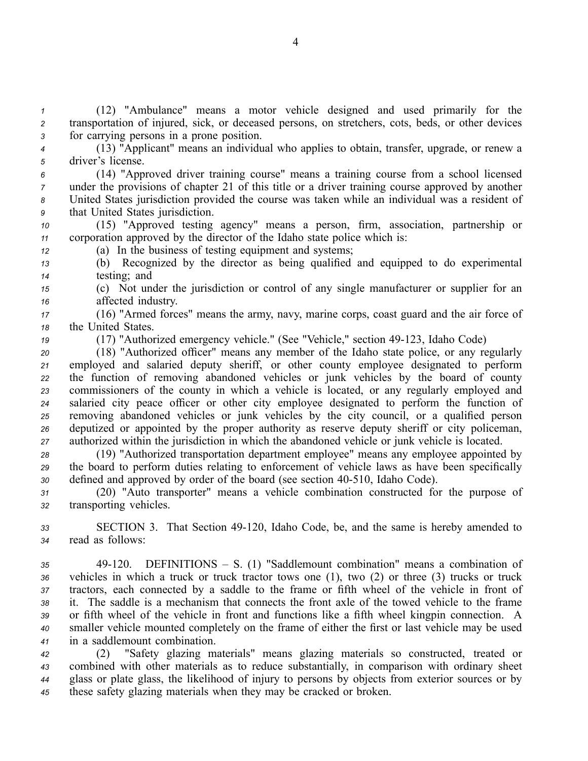(12) "Ambulance" means a motor vehicle designed and used primarily for the transportation of injured, sick, or deceased persons, on stretchers, cots, beds, or other devices for carrying persons in a prone position.

(13) "Applicant" means an individual who applies to obtain, transfer, upgrade, or renew a driver's license.

(14) "Approved driver training course" means a training course from a school licensed under the provisions of chapter 21 of this title or a driver training course approved by another United States jurisdiction provided the course was taken while an individual was a resident of that United States jurisdiction.

(15) "Approved testing agency" means a person, firm, association, partnership or corporation approved by the director of the Idaho state police which is:

(a) In the business of testing equipment and systems;

(b) Recognized by the director as being qualified and equipped to do experimental testing; and

(c) Not under the jurisdiction or control of any single manufacturer or supplier for an affected industry.

(16) "Armed forces" means the army, navy, marine corps, coast guard and the air force of the United States.

(17) "Authorized emergency vehicle." (See "Vehicle," section 49-123, Idaho Code)

(18) "Authorized officer" means any member of the Idaho state police, or any regularly employed and salaried deputy sheriff, or other county employee designated to perform the function of removing abandoned vehicles or junk vehicles by the board of county commissioners of the county in which a vehicle is located, or any regularly employed and salaried city peace officer or other city employee designated to perform the function of removing abandoned vehicles or junk vehicles by the city council, or a qualified person deputized or appointed by the proper authority as reserve deputy sheriff or city policeman, authorized within the jurisdiction in which the abandoned vehicle or junk vehicle is located.

(19) "Authorized transportation department employee" means any employee appointed by the board to perform duties relating to enforcement of vehicle laws as have been specifically defined and approved by order of the board (see section 40-510, Idaho Code).

(20) "Auto transporter" means a vehicle combination constructed for the purpose of transporting vehicles.

SECTION 3. That Section 49-120, Idaho Code, be, and the same is hereby amended to read as follows:

49-120. DEFINITIONS – S. (1) "Saddlemount combination" means a combination of vehicles in which a truck or truck tractor tows one (1), two (2) or three (3) trucks or truck tractors, each connected by a saddle to the frame or fifth wheel of the vehicle in front of it. The saddle is a mechanism that connects the front axle of the towed vehicle to the frame or fifth wheel of the vehicle in front and functions like a fifth wheel kingpin connection. A smaller vehicle mounted completely on the frame of either the first or last vehicle may be used in a saddlemount combination.

(2) "Safety glazing materials" means glazing materials so constructed, treated or combined with other materials as to reduce substantially, in comparison with ordinary sheet glass or plate glass, the likelihood of injury to persons by objects from exterior sources or by these safety glazing materials when they may be cracked or broken.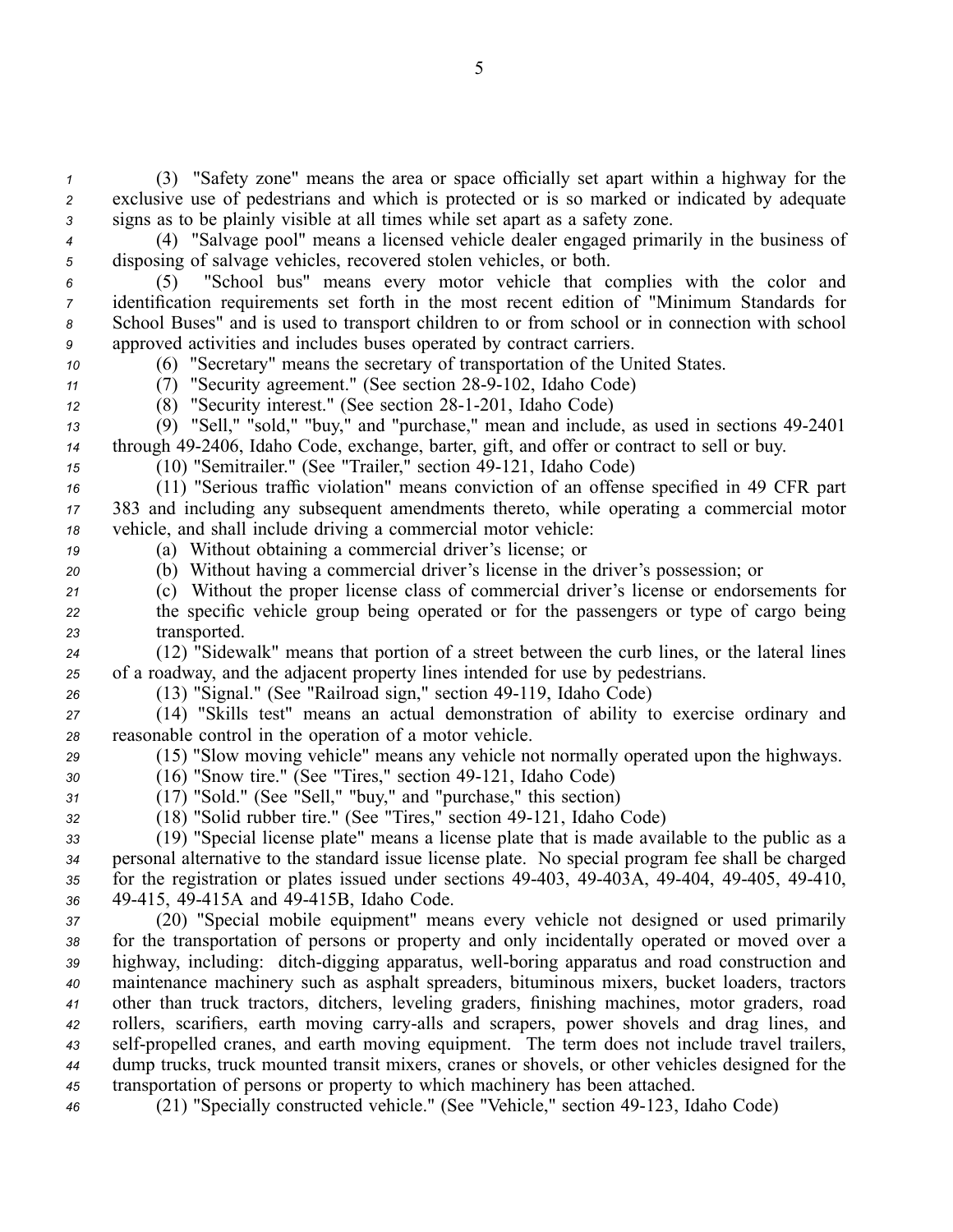(3) "Safety zone" means the area or space officially set apart within a highway for the exclusive use of pedestrians and which is protected or is so marked or indicated by adequate signs as to be plainly visible at all times while set apart as a safety zone.

(4) "Salvage pool" means a licensed vehicle dealer engaged primarily in the business of disposing of salvage vehicles, recovered stolen vehicles, or both.

(5) "School bus" means every motor vehicle that complies with the color and identification requirements set forth in the most recent edition of "Minimum Standards for School Buses" and is used to transport children to or from school or in connection with school approved activities and includes buses operated by contract carriers.

(6) "Secretary" means the secretary of transportation of the United States.

(7) "Security agreement." (See section 28-9-102, Idaho Code)

(8) "Security interest." (See section 28-1-201, Idaho Code)

(9) "Sell," "sold," "buy," and "purchase," mean and include, as used in sections 49-2401 through 49-2406, Idaho Code, exchange, barter, gift, and offer or contract to sell or buy.

(10) "Semitrailer." (See "Trailer," section 49-121, Idaho Code)

(11) "Serious traffic violation" means conviction of an offense specified in 49 CFR part 383 and including any subsequent amendments thereto, while operating a commercial motor vehicle, and shall include driving a commercial motor vehicle:

(a) Without obtaining a commercial driver's license; or

(b) Without having a commercial driver's license in the driver's possession; or

(c) Without the proper license class of commercial driver's license or endorsements for the specific vehicle group being operated or for the passengers or type of cargo being transported.

(12) "Sidewalk" means that portion of a street between the curb lines, or the lateral lines of a roadway, and the adjacent property lines intended for use by pedestrians.

(13) "Signal." (See "Railroad sign," section 49-119, Idaho Code)

(14) "Skills test" means an actual demonstration of ability to exercise ordinary and reasonable control in the operation of a motor vehicle.

(15) "Slow moving vehicle" means any vehicle not normally operated upon the highways.

(16) "Snow tire." (See "Tires," section 49-121, Idaho Code)

(17) "Sold." (See "Sell," "buy," and "purchase," this section)

(18) "Solid rubber tire." (See "Tires," section 49-121, Idaho Code)

(19) "Special license plate" means a license plate that is made available to the public as a personal alternative to the standard issue license plate. No special program fee shall be charged for the registration or plates issued under sections 49-403, 49-403A, 49-404, 49-405, 49-410, 49-415, 49-415A and 49-415B, Idaho Code.

(20) "Special mobile equipment" means every vehicle not designed or used primarily for the transportation of persons or property and only incidentally operated or moved over a highway, including: ditch-digging apparatus, well-boring apparatus and road construction and maintenance machinery such as asphalt spreaders, bituminous mixers, bucket loaders, tractors other than truck tractors, ditchers, leveling graders, finishing machines, motor graders, road rollers, scarifiers, earth moving carry-alls and scrapers, power shovels and drag lines, and self-propelled cranes, and earth moving equipment. The term does not include travel trailers, dump trucks, truck mounted transit mixers, cranes or shovels, or other vehicles designed for the transportation of persons or property to which machinery has been attached.

(21) "Specially constructed vehicle." (See "Vehicle," section 49-123, Idaho Code)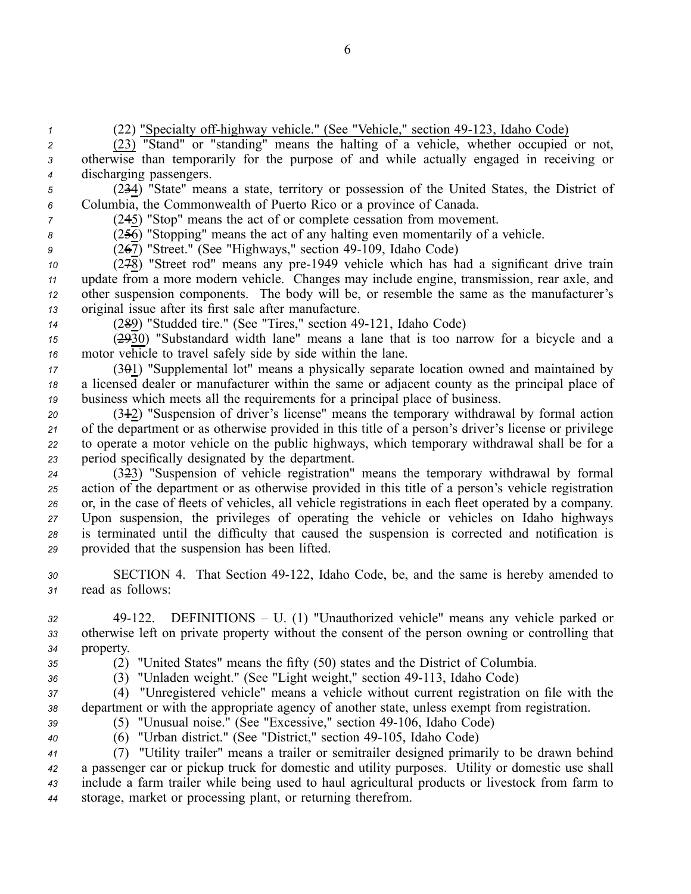(22) "Specialty off-highway vehicle." (See "Vehicle," section 49-123, Idaho Code)

(23) "Stand" or "standing" means the halting of a vehicle, whether occupied or not, otherwise than temporarily for the purpose of and while actually engaged in receiving or discharging passengers.

(234) "State" means a state, territory or possession of the United States, the District of Columbia, the Commonwealth of Puerto Rico or a province of Canada.

(245) "Stop" means the act of or complete cessation from movement.

(256) "Stopping" means the act of any halting even momentarily of a vehicle.

(267) "Street." (See "Highways," section 49-109, Idaho Code)

(278) "Street rod" means any pre-1949 vehicle which has had a significant drive train update from a more modern vehicle. Changes may include engine, transmission, rear axle, and other suspension components. The body will be, or resemble the same as the manufacturer's original issue after its first sale after manufacture.

(289) "Studded tire." (See "Tires," section 49-121, Idaho Code)

(2930) "Substandard width lane" means a lane that is too narrow for a bicycle and a motor vehicle to travel safely side by side within the lane.

(301) "Supplemental lot" means a physically separate location owned and maintained by a licensed dealer or manufacturer within the same or adjacent county as the principal place of business which meets all the requirements for a principal place of business.

(312) "Suspension of driver's license" means the temporary withdrawal by formal action of the department or as otherwise provided in this title of a person's driver's license or privilege to operate a motor vehicle on the public highways, which temporary withdrawal shall be for a period specifically designated by the department.

(323) "Suspension of vehicle registration" means the temporary withdrawal by formal action of the department or as otherwise provided in this title of a person's vehicle registration or, in the case of fleets of vehicles, all vehicle registrations in each fleet operated by a company. Upon suspension, the privileges of operating the vehicle or vehicles on Idaho highways is terminated until the difficulty that caused the suspension is corrected and notification is provided that the suspension has been lifted.

SECTION 4. That Section 49-122, Idaho Code, be, and the same is hereby amended to read as follows:

49-122. DEFINITIONS – U. (1) "Unauthorized vehicle" means any vehicle parked or otherwise left on private property without the consent of the person owning or controlling that property.

(2) "United States" means the fifty (50) states and the District of Columbia.

(3) "Unladen weight." (See "Light weight," section 49-113, Idaho Code)

(4) "Unregistered vehicle" means a vehicle without current registration on file with the department or with the appropriate agency of another state, unless exempt from registration.

(5) "Unusual noise." (See "Excessive," section 49-106, Idaho Code)

(6) "Urban district." (See "District," section 49-105, Idaho Code)

(7) "Utility trailer" means a trailer or semitrailer designed primarily to be drawn behind a passenger car or pickup truck for domestic and utility purposes. Utility or domestic use shall include a farm trailer while being used to haul agricultural products or livestock from farm to storage, market or processing plant, or returning therefrom.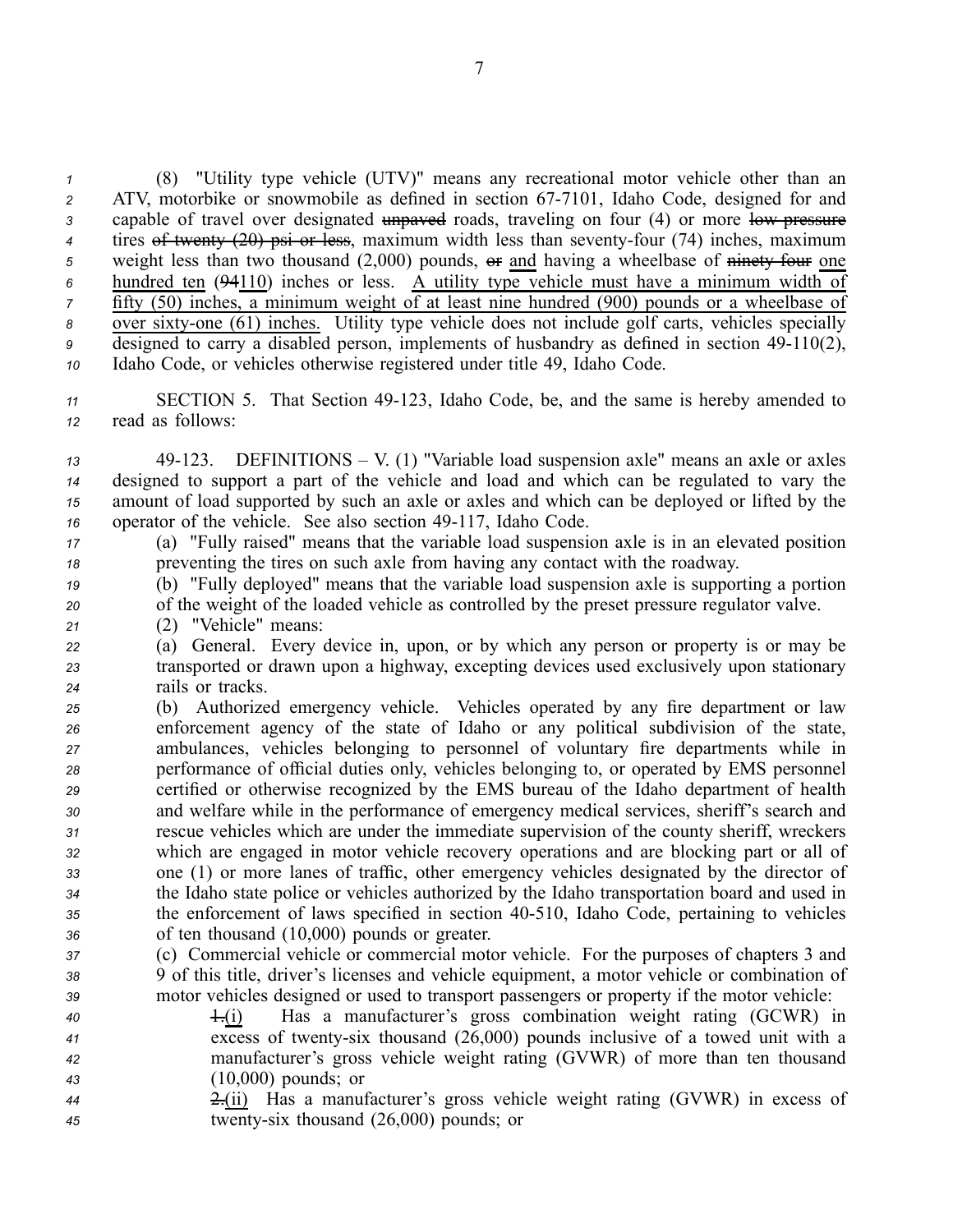(8) "Utility type vehicle (UTV)" means any recreational motor vehicle other than an ATV, motorbike or snowmobile as defined in section 67-7101, Idaho Code, designed for and capable of travel over designated ~~unpaved~~ roads, traveling on four (4) or more ~~low pressure~~ tires ~~of twenty (20) psi or less~~, maximum width less than seventy-four (74) inches, maximum weight less than two thousand (2,000) pounds, ~~or~~ <u>and</u> having a wheelbase of ~~ninety-four~~ <u>one hundred ten</u> (~~94~~<u>110</u>) inches or less. <u>A utility type vehicle must have a minimum width of fifty (50) inches, a minimum weight of at least nine hundred (900) pounds or a wheelbase of over sixty-one (61) inches.</u> Utility type vehicle does not include golf carts, vehicles specially designed to carry a disabled person, implements of husbandry as defined in section 49-110(2), Idaho Code, or vehicles otherwise registered under title 49, Idaho Code.

SECTION 5. That Section 49-123, Idaho Code, be, and the same is hereby amended to read as follows:

49-123. DEFINITIONS – V. (1) "Variable load suspension axle" means an axle or axles designed to support a part of the vehicle and load and which can be regulated to vary the amount of load supported by such an axle or axles and which can be deployed or lifted by the operator of the vehicle. See also section 49-117, Idaho Code.

(a) "Fully raised" means that the variable load suspension axle is in an elevated position preventing the tires on such axle from having any contact with the roadway.

(b) "Fully deployed" means that the variable load suspension axle is supporting a portion of the weight of the loaded vehicle as controlled by the preset pressure regulator valve.

(2) "Vehicle" means:

(a) General. Every device in, upon, or by which any person or property is or may be transported or drawn upon a highway, excepting devices used exclusively upon stationary rails or tracks.

(b) Authorized emergency vehicle. Vehicles operated by any fire department or law enforcement agency of the state of Idaho or any political subdivision of the state, ambulances, vehicles belonging to personnel of voluntary fire departments while in performance of official duties only, vehicles belonging to, or operated by EMS personnel certified or otherwise recognized by the EMS bureau of the Idaho department of health and welfare while in the performance of emergency medical services, sheriff's search and rescue vehicles which are under the immediate supervision of the county sheriff, wreckers which are engaged in motor vehicle recovery operations and are blocking part or all of one (1) or more lanes of traffic, other emergency vehicles designated by the director of the Idaho state police or vehicles authorized by the Idaho transportation board and used in the enforcement of laws specified in section 40-510, Idaho Code, pertaining to vehicles of ten thousand (10,000) pounds or greater.

(c) Commercial vehicle or commercial motor vehicle. For the purposes of chapters 3 and 9 of this title, driver's licenses and vehicle equipment, a motor vehicle or combination of motor vehicles designed or used to transport passengers or property if the motor vehicle:

~~1.~~<u>(i)</u> Has a manufacturer's gross combination weight rating (GCWR) in excess of twenty-six thousand (26,000) pounds inclusive of a towed unit with a manufacturer's gross vehicle weight rating (GVWR) of more than ten thousand (10,000) pounds; or

~~2.~~<u>(ii)</u> Has a manufacturer's gross vehicle weight rating (GVWR) in excess of twenty-six thousand (26,000) pounds; or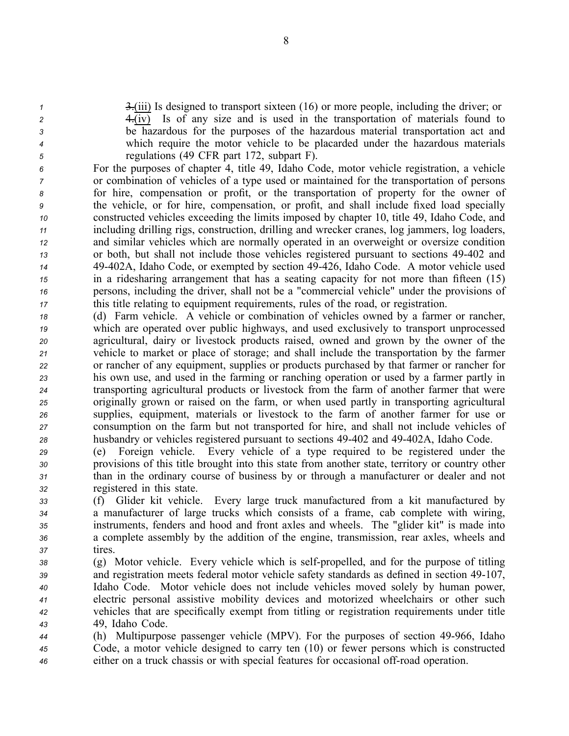~~3.~~(iii) Is designed to transport sixteen (16) or more people, including the driver; or

~~4.~~(iv) Is of any size and is used in the transportation of materials found to be hazardous for the purposes of the hazardous material transportation act and which require the motor vehicle to be placarded under the hazardous materials regulations (49 CFR part 172, subpart F).

For the purposes of chapter 4, title 49, Idaho Code, motor vehicle registration, a vehicle or combination of vehicles of a type used or maintained for the transportation of persons for hire, compensation or profit, or the transportation of property for the owner of the vehicle, or for hire, compensation, or profit, and shall include fixed load specially constructed vehicles exceeding the limits imposed by chapter 10, title 49, Idaho Code, and including drilling rigs, construction, drilling and wrecker cranes, log jammers, log loaders, and similar vehicles which are normally operated in an overweight or oversize condition or both, but shall not include those vehicles registered pursuant to sections 49-402 and 49-402A, Idaho Code, or exempted by section 49-426, Idaho Code. A motor vehicle used in a ridesharing arrangement that has a seating capacity for not more than fifteen (15) persons, including the driver, shall not be a "commercial vehicle" under the provisions of this title relating to equipment requirements, rules of the road, or registration.

(d) Farm vehicle. A vehicle or combination of vehicles owned by a farmer or rancher, which are operated over public highways, and used exclusively to transport unprocessed agricultural, dairy or livestock products raised, owned and grown by the owner of the vehicle to market or place of storage; and shall include the transportation by the farmer or rancher of any equipment, supplies or products purchased by that farmer or rancher for his own use, and used in the farming or ranching operation or used by a farmer partly in transporting agricultural products or livestock from the farm of another farmer that were originally grown or raised on the farm, or when used partly in transporting agricultural supplies, equipment, materials or livestock to the farm of another farmer for use or consumption on the farm but not transported for hire, and shall not include vehicles of husbandry or vehicles registered pursuant to sections 49-402 and 49-402A, Idaho Code.

(e) Foreign vehicle. Every vehicle of a type required to be registered under the provisions of this title brought into this state from another state, territory or country other than in the ordinary course of business by or through a manufacturer or dealer and not registered in this state.

(f) Glider kit vehicle. Every large truck manufactured from a kit manufactured by a manufacturer of large trucks which consists of a frame, cab complete with wiring, instruments, fenders and hood and front axles and wheels. The "glider kit" is made into a complete assembly by the addition of the engine, transmission, rear axles, wheels and tires.

(g) Motor vehicle. Every vehicle which is self-propelled, and for the purpose of titling and registration meets federal motor vehicle safety standards as defined in section 49-107, Idaho Code. Motor vehicle does not include vehicles moved solely by human power, electric personal assistive mobility devices and motorized wheelchairs or other such vehicles that are specifically exempt from titling or registration requirements under title 49, Idaho Code.

(h) Multipurpose passenger vehicle (MPV). For the purposes of section 49-966, Idaho Code, a motor vehicle designed to carry ten (10) or fewer persons which is constructed either on a truck chassis or with special features for occasional off-road operation.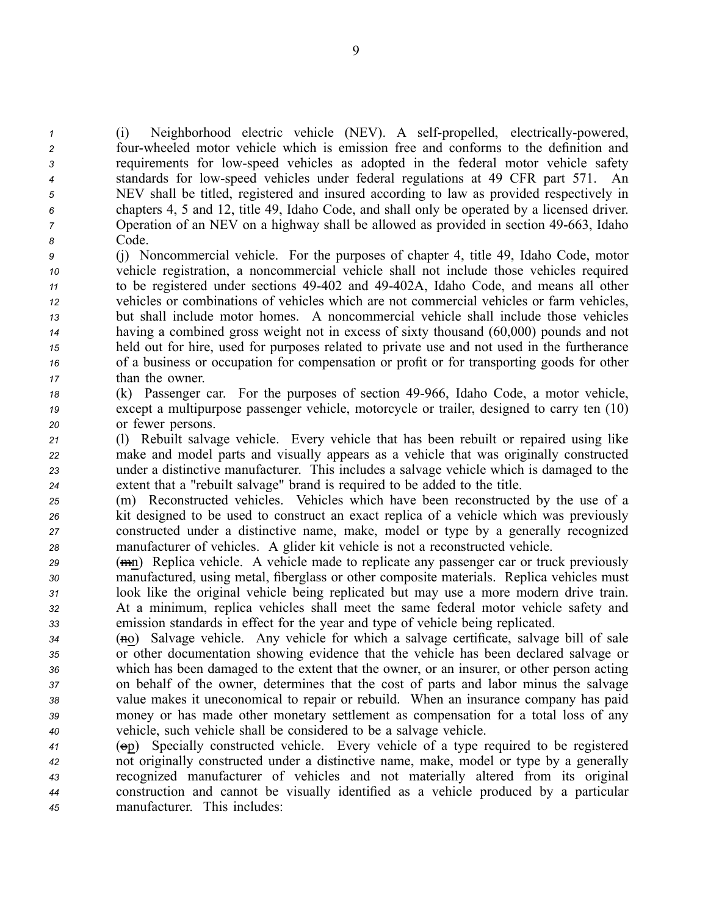(i) Neighborhood electric vehicle (NEV). A self-propelled, electrically-powered, four-wheeled motor vehicle which is emission free and conforms to the definition and requirements for low-speed vehicles as adopted in the federal motor vehicle safety standards for low-speed vehicles under federal regulations at 49 CFR part 571. An NEV shall be titled, registered and insured according to law as provided respectively in chapters 4, 5 and 12, title 49, Idaho Code, and shall only be operated by a licensed driver. Operation of an NEV on a highway shall be allowed as provided in section 49-663, Idaho Code.

(j) Noncommercial vehicle. For the purposes of chapter 4, title 49, Idaho Code, motor vehicle registration, a noncommercial vehicle shall not include those vehicles required to be registered under sections 49-402 and 49-402A, Idaho Code, and means all other vehicles or combinations of vehicles which are not commercial vehicles or farm vehicles, but shall include motor homes. A noncommercial vehicle shall include those vehicles having a combined gross weight not in excess of sixty thousand (60,000) pounds and not held out for hire, used for purposes related to private use and not used in the furtherance of a business or occupation for compensation or profit or for transporting goods for other than the owner.

(k) Passenger car. For the purposes of section 49-966, Idaho Code, a motor vehicle, except a multipurpose passenger vehicle, motorcycle or trailer, designed to carry ten (10) or fewer persons.

(l) Rebuilt salvage vehicle. Every vehicle that has been rebuilt or repaired using like make and model parts and visually appears as a vehicle that was originally constructed under a distinctive manufacturer. This includes a salvage vehicle which is damaged to the extent that a "rebuilt salvage" brand is required to be added to the title.

(m) Reconstructed vehicles. Vehicles which have been reconstructed by the use of a kit designed to be used to construct an exact replica of a vehicle which was previously constructed under a distinctive name, make, model or type by a generally recognized manufacturer of vehicles. A glider kit vehicle is not a reconstructed vehicle.

(~~m~~n) Replica vehicle. A vehicle made to replicate any passenger car or truck previously manufactured, using metal, fiberglass or other composite materials. Replica vehicles must look like the original vehicle being replicated but may use a more modern drive train. At a minimum, replica vehicles shall meet the same federal motor vehicle safety and emission standards in effect for the year and type of vehicle being replicated.

(~~n~~o) Salvage vehicle. Any vehicle for which a salvage certificate, salvage bill of sale or other documentation showing evidence that the vehicle has been declared salvage or which has been damaged to the extent that the owner, or an insurer, or other person acting on behalf of the owner, determines that the cost of parts and labor minus the salvage value makes it uneconomical to repair or rebuild. When an insurance company has paid money or has made other monetary settlement as compensation for a total loss of any vehicle, such vehicle shall be considered to be a salvage vehicle.

(~~o~~p) Specially constructed vehicle. Every vehicle of a type required to be registered not originally constructed under a distinctive name, make, model or type by a generally recognized manufacturer of vehicles and not materially altered from its original construction and cannot be visually identified as a vehicle produced by a particular manufacturer. This includes: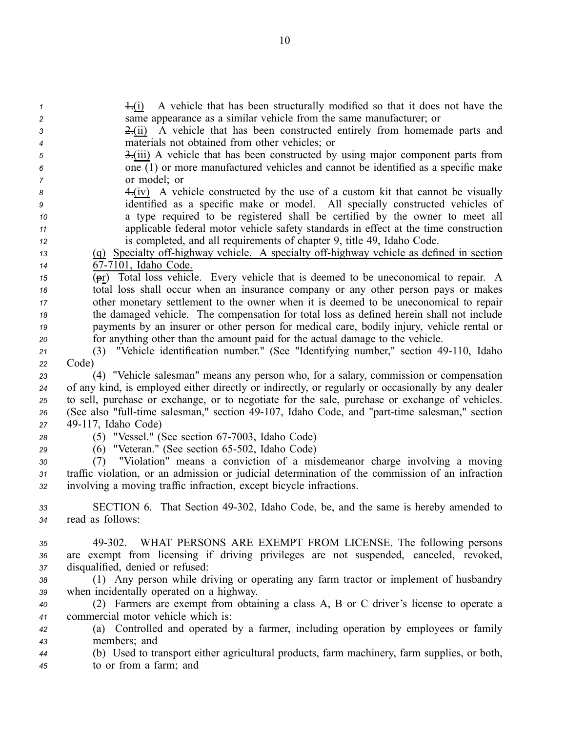~~1.~~(i) A vehicle that has been structurally modified so that it does not have the same appearance as a similar vehicle from the same manufacturer; or

~~2.~~(ii) A vehicle that has been constructed entirely from homemade parts and materials not obtained from other vehicles; or

~~3.~~(iii) A vehicle that has been constructed by using major component parts from one (1) or more manufactured vehicles and cannot be identified as a specific make or model; or

~~4.~~(iv) A vehicle constructed by the use of a custom kit that cannot be visually identified as a specific make or model. All specially constructed vehicles of a type required to be registered shall be certified by the owner to meet all applicable federal motor vehicle safety standards in effect at the time construction is completed, and all requirements of chapter 9, title 49, Idaho Code.

(q) Specialty off-highway vehicle. A specialty off-highway vehicle as defined in section 67-7101, Idaho Code.

(~~p~~r) Total loss vehicle. Every vehicle that is deemed to be uneconomical to repair. A total loss shall occur when an insurance company or any other person pays or makes other monetary settlement to the owner when it is deemed to be uneconomical to repair the damaged vehicle. The compensation for total loss as defined herein shall not include payments by an insurer or other person for medical care, bodily injury, vehicle rental or for anything other than the amount paid for the actual damage to the vehicle.

(3) "Vehicle identification number." (See "Identifying number," section 49-110, Idaho Code)

(4) "Vehicle salesman" means any person who, for a salary, commission or compensation of any kind, is employed either directly or indirectly, or regularly or occasionally by any dealer to sell, purchase or exchange, or to negotiate for the sale, purchase or exchange of vehicles. (See also "full-time salesman," section 49-107, Idaho Code, and "part-time salesman," section 49-117, Idaho Code)

(5) "Vessel." (See section 67-7003, Idaho Code)

(6) "Veteran." (See section 65-502, Idaho Code)

(7) "Violation" means a conviction of a misdemeanor charge involving a moving traffic violation, or an admission or judicial determination of the commission of an infraction involving a moving traffic infraction, except bicycle infractions.

SECTION 6. That Section 49-302, Idaho Code, be, and the same is hereby amended to read as follows:

49-302. WHAT PERSONS ARE EXEMPT FROM LICENSE. The following persons are exempt from licensing if driving privileges are not suspended, canceled, revoked, disqualified, denied or refused:

(1) Any person while driving or operating any farm tractor or implement of husbandry when incidentally operated on a highway.

(2) Farmers are exempt from obtaining a class A, B or C driver's license to operate a commercial motor vehicle which is:

(a) Controlled and operated by a farmer, including operation by employees or family members; and

(b) Used to transport either agricultural products, farm machinery, farm supplies, or both, to or from a farm; and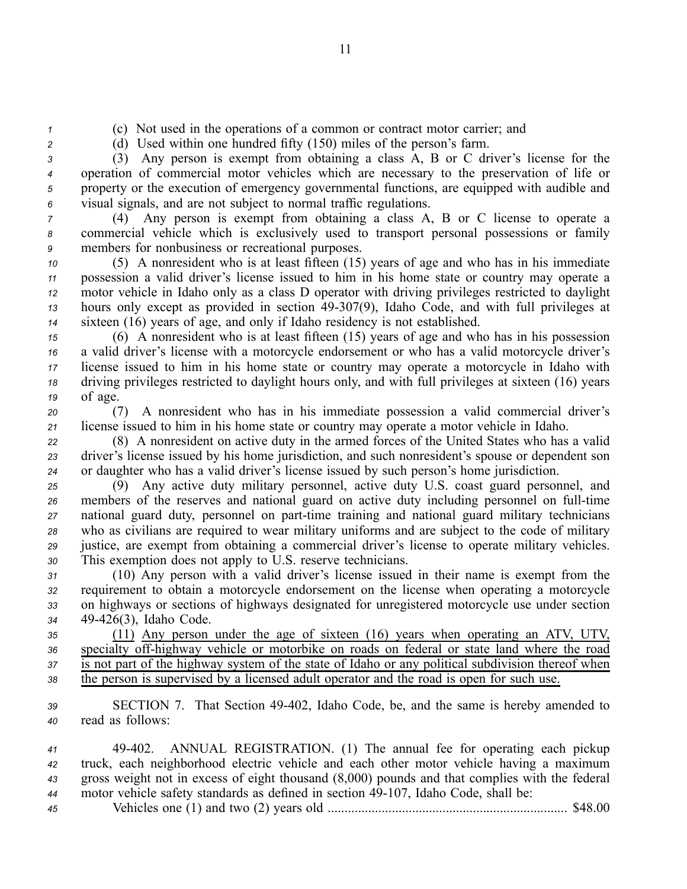(c) Not used in the operations of a common or contract motor carrier; and

(d) Used within one hundred fifty (150) miles of the person's farm.

(3) Any person is exempt from obtaining a class A, B or C driver's license for the operation of commercial motor vehicles which are necessary to the preservation of life or property or the execution of emergency governmental functions, are equipped with audible and visual signals, and are not subject to normal traffic regulations.

(4) Any person is exempt from obtaining a class A, B or C license to operate a commercial vehicle which is exclusively used to transport personal possessions or family members for nonbusiness or recreational purposes.

(5) A nonresident who is at least fifteen (15) years of age and who has in his immediate possession a valid driver's license issued to him in his home state or country may operate a motor vehicle in Idaho only as a class D operator with driving privileges restricted to daylight hours only except as provided in section 49-307(9), Idaho Code, and with full privileges at sixteen (16) years of age, and only if Idaho residency is not established.

(6) A nonresident who is at least fifteen (15) years of age and who has in his possession a valid driver's license with a motorcycle endorsement or who has a valid motorcycle driver's license issued to him in his home state or country may operate a motorcycle in Idaho with driving privileges restricted to daylight hours only, and with full privileges at sixteen (16) years of age.

(7) A nonresident who has in his immediate possession a valid commercial driver's license issued to him in his home state or country may operate a motor vehicle in Idaho.

(8) A nonresident on active duty in the armed forces of the United States who has a valid driver's license issued by his home jurisdiction, and such nonresident's spouse or dependent son or daughter who has a valid driver's license issued by such person's home jurisdiction.

(9) Any active duty military personnel, active duty U.S. coast guard personnel, and members of the reserves and national guard on active duty including personnel on full-time national guard duty, personnel on part-time training and national guard military technicians who as civilians are required to wear military uniforms and are subject to the code of military justice, are exempt from obtaining a commercial driver's license to operate military vehicles. This exemption does not apply to U.S. reserve technicians.

(10) Any person with a valid driver's license issued in their name is exempt from the requirement to obtain a motorcycle endorsement on the license when operating a motorcycle on highways or sections of highways designated for unregistered motorcycle use under section 49-426(3), Idaho Code.

<u>(11) Any person under the age of sixteen (16) years when operating an ATV, UTV, specialty off-highway vehicle or motorbike on roads on federal or state land where the road is not part of the highway system of the state of Idaho or any political subdivision thereof when the person is supervised by a licensed adult operator and the road is open for such use.</u>

SECTION 7. That Section 49-402, Idaho Code, be, and the same is hereby amended to read as follows:

49-402. ANNUAL REGISTRATION. (1) The annual fee for operating each pickup truck, each neighborhood electric vehicle and each other motor vehicle having a maximum gross weight not in excess of eight thousand (8,000) pounds and that complies with the federal motor vehicle safety standards as defined in section 49-107, Idaho Code, shall be:

Vehicles one (1) and two (2) years old ...................................................................... $48.00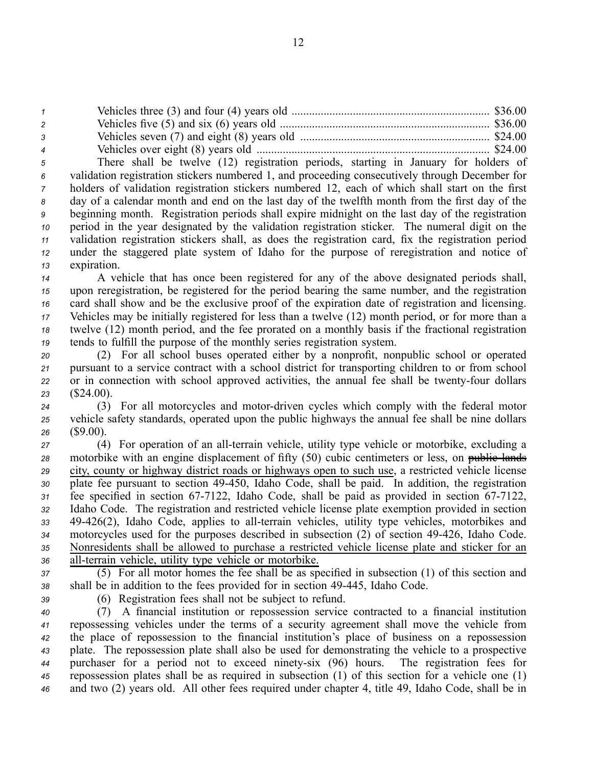Vehicles three (3) and four (4) years old .................................................................. $36.00
Vehicles five (5) and six (6) years old ...................................................................... $36.00
Vehicles seven (7) and eight (8) years old ................................................................ $24.00
Vehicles over eight (8) years old .............................................................................. $24.00

There shall be twelve (12) registration periods, starting in January for holders of validation registration stickers numbered 1, and proceeding consecutively through December for holders of validation registration stickers numbered 12, each of which shall start on the first day of a calendar month and end on the last day of the twelfth month from the first day of the beginning month. Registration periods shall expire midnight on the last day of the registration period in the year designated by the validation registration sticker. The numeral digit on the validation registration stickers shall, as does the registration card, fix the registration period under the staggered plate system of Idaho for the purpose of reregistration and notice of expiration.

A vehicle that has once been registered for any of the above designated periods shall, upon reregistration, be registered for the period bearing the same number, and the registration card shall show and be the exclusive proof of the expiration date of registration and licensing. Vehicles may be initially registered for less than a twelve (12) month period, or for more than a twelve (12) month period, and the fee prorated on a monthly basis if the fractional registration tends to fulfill the purpose of the monthly series registration system.

(2) For all school buses operated either by a nonprofit, nonpublic school or operated pursuant to a service contract with a school district for transporting children to or from school or in connection with school approved activities, the annual fee shall be twenty-four dollars ($24.00).

(3) For all motorcycles and motor-driven cycles which comply with the federal motor vehicle safety standards, operated upon the public highways the annual fee shall be nine dollars ($9.00).

(4) For operation of an all-terrain vehicle, utility type vehicle or motorbike, excluding a motorbike with an engine displacement of fifty (50) cubic centimeters or less, on ~~public lands~~ <u>city, county or highway district roads or highways open to such use</u>, a restricted vehicle license plate fee pursuant to section 49-450, Idaho Code, shall be paid. In addition, the registration fee specified in section 67-7122, Idaho Code, shall be paid as provided in section 67-7122, Idaho Code. The registration and restricted vehicle license plate exemption provided in section 49-426(2), Idaho Code, applies to all-terrain vehicles, utility type vehicles, motorbikes and motorcycles used for the purposes described in subsection (2) of section 49-426, Idaho Code. <u>Nonresidents shall be allowed to purchase a restricted vehicle license plate and sticker for an all-terrain vehicle, utility type vehicle or motorbike.</u>

(5) For all motor homes the fee shall be as specified in subsection (1) of this section and shall be in addition to the fees provided for in section 49-445, Idaho Code.

(6) Registration fees shall not be subject to refund.

(7) A financial institution or repossession service contracted to a financial institution repossessing vehicles under the terms of a security agreement shall move the vehicle from the place of repossession to the financial institution's place of business on a repossession plate. The repossession plate shall also be used for demonstrating the vehicle to a prospective purchaser for a period not to exceed ninety-six (96) hours. The registration fees for repossession plates shall be as required in subsection (1) of this section for a vehicle one (1) and two (2) years old. All other fees required under chapter 4, title 49, Idaho Code, shall be in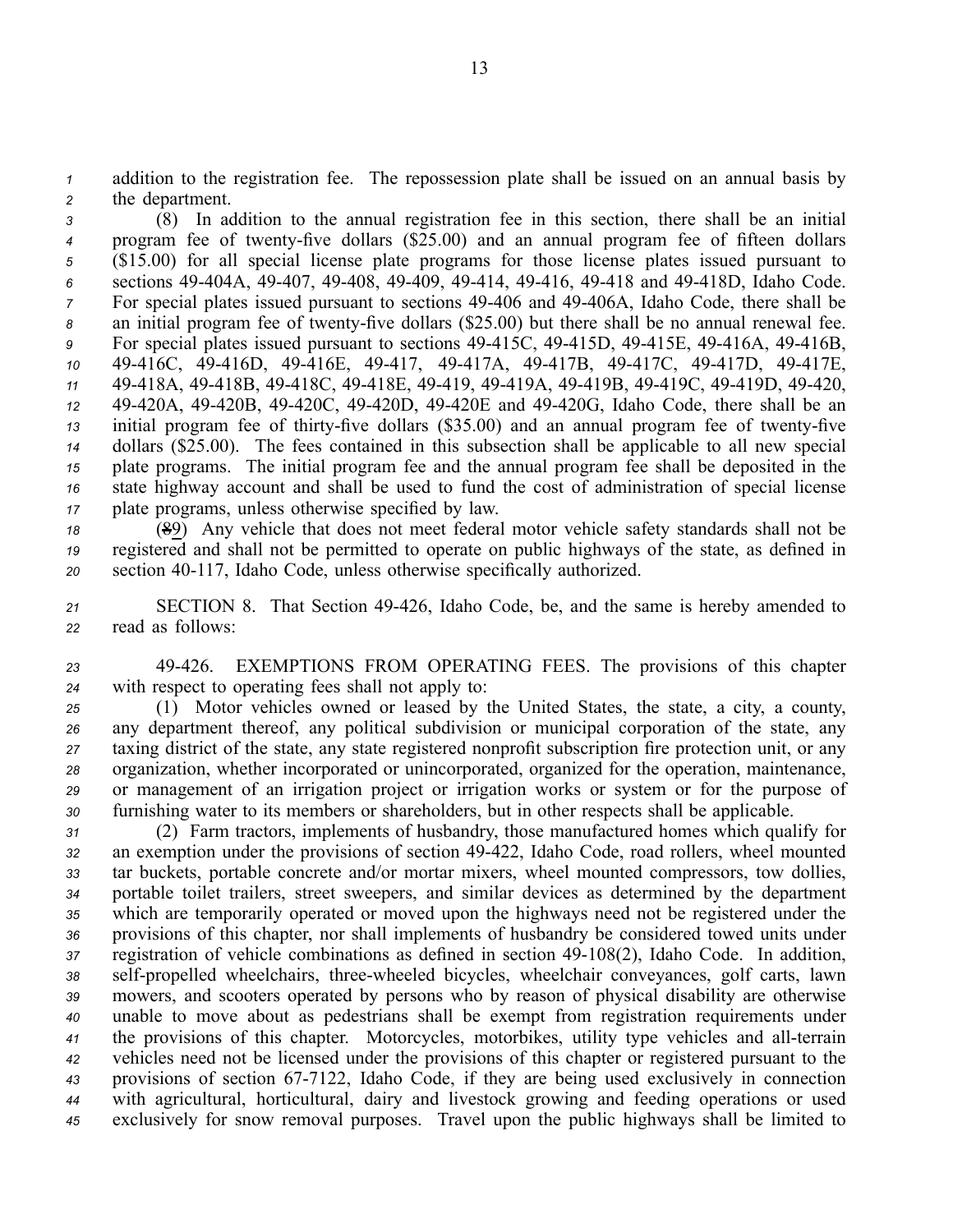addition to the registration fee. The repossession plate shall be issued on an annual basis by the department.

(8) In addition to the annual registration fee in this section, there shall be an initial program fee of twenty-five dollars ($25.00) and an annual program fee of fifteen dollars ($15.00) for all special license plate programs for those license plates issued pursuant to sections 49-404A, 49-407, 49-408, 49-409, 49-414, 49-416, 49-418 and 49-418D, Idaho Code. For special plates issued pursuant to sections 49-406 and 49-406A, Idaho Code, there shall be an initial program fee of twenty-five dollars ($25.00) but there shall be no annual renewal fee. For special plates issued pursuant to sections 49-415C, 49-415D, 49-415E, 49-416A, 49-416B, 49-416C, 49-416D, 49-416E, 49-417, 49-417A, 49-417B, 49-417C, 49-417D, 49-417E, 49-418A, 49-418B, 49-418C, 49-418E, 49-419, 49-419A, 49-419B, 49-419C, 49-419D, 49-420, 49-420A, 49-420B, 49-420C, 49-420D, 49-420E and 49-420G, Idaho Code, there shall be an initial program fee of thirty-five dollars ($35.00) and an annual program fee of twenty-five dollars ($25.00). The fees contained in this subsection shall be applicable to all new special plate programs. The initial program fee and the annual program fee shall be deposited in the state highway account and shall be used to fund the cost of administration of special license plate programs, unless otherwise specified by law.

(~~8~~9) Any vehicle that does not meet federal motor vehicle safety standards shall not be registered and shall not be permitted to operate on public highways of the state, as defined in section 40-117, Idaho Code, unless otherwise specifically authorized.

SECTION 8. That Section 49-426, Idaho Code, be, and the same is hereby amended to read as follows:

49-426. EXEMPTIONS FROM OPERATING FEES. The provisions of this chapter with respect to operating fees shall not apply to:

(1) Motor vehicles owned or leased by the United States, the state, a city, a county, any department thereof, any political subdivision or municipal corporation of the state, any taxing district of the state, any state registered nonprofit subscription fire protection unit, or any organization, whether incorporated or unincorporated, organized for the operation, maintenance, or management of an irrigation project or irrigation works or system or for the purpose of furnishing water to its members or shareholders, but in other respects shall be applicable.

(2) Farm tractors, implements of husbandry, those manufactured homes which qualify for an exemption under the provisions of section 49-422, Idaho Code, road rollers, wheel mounted tar buckets, portable concrete and/or mortar mixers, wheel mounted compressors, tow dollies, portable toilet trailers, street sweepers, and similar devices as determined by the department which are temporarily operated or moved upon the highways need not be registered under the provisions of this chapter, nor shall implements of husbandry be considered towed units under registration of vehicle combinations as defined in section 49-108(2), Idaho Code. In addition, self-propelled wheelchairs, three-wheeled bicycles, wheelchair conveyances, golf carts, lawn mowers, and scooters operated by persons who by reason of physical disability are otherwise unable to move about as pedestrians shall be exempt from registration requirements under the provisions of this chapter. Motorcycles, motorbikes, utility type vehicles and all-terrain vehicles need not be licensed under the provisions of this chapter or registered pursuant to the provisions of section 67-7122, Idaho Code, if they are being used exclusively in connection with agricultural, horticultural, dairy and livestock growing and feeding operations or used exclusively for snow removal purposes. Travel upon the public highways shall be limited to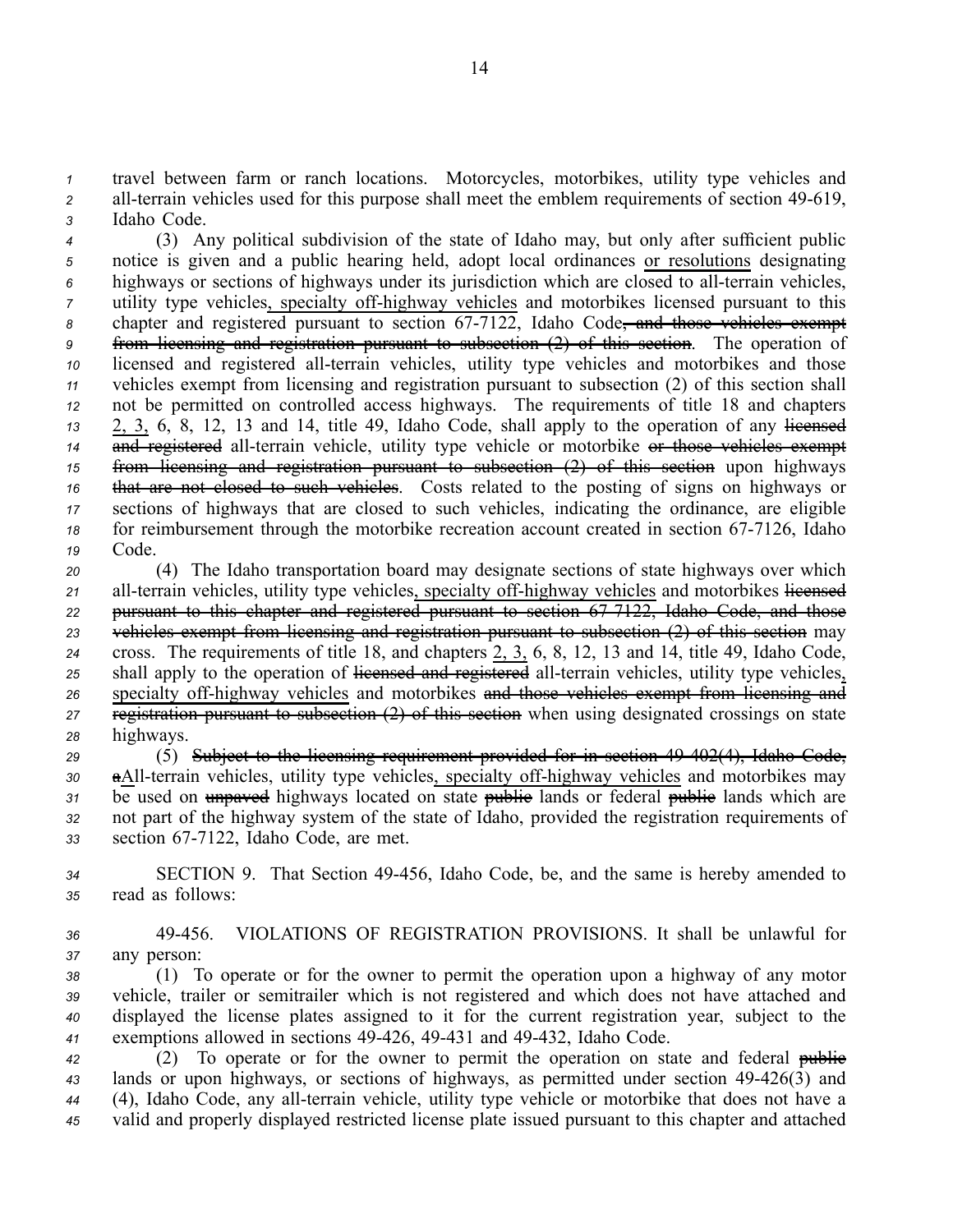travel between farm or ranch locations. Motorcycles, motorbikes, utility type vehicles and all-terrain vehicles used for this purpose shall meet the emblem requirements of section 49-619, Idaho Code.

(3) Any political subdivision of the state of Idaho may, but only after sufficient public notice is given and a public hearing held, adopt local ordinances or resolutions designating highways or sections of highways under its jurisdiction which are closed to all-terrain vehicles, utility type vehicles, specialty off-highway vehicles and motorbikes licensed pursuant to this chapter and registered pursuant to section 67-7122, Idaho Code~~, and those vehicles exempt from licensing and registration pursuant to subsection (2) of this section~~. The operation of licensed and registered all-terrain vehicles, utility type vehicles and motorbikes and those vehicles exempt from licensing and registration pursuant to subsection (2) of this section shall not be permitted on controlled access highways. The requirements of title 18 and chapters 2, 3, 6, 8, 12, 13 and 14, title 49, Idaho Code, shall apply to the operation of any ~~licensed and registered~~ all-terrain vehicle, utility type vehicle or motorbike ~~or those vehicles exempt from licensing and registration pursuant to subsection (2) of this section~~ upon highways ~~that are not closed to such vehicles~~. Costs related to the posting of signs on highways or sections of highways that are closed to such vehicles, indicating the ordinance, are eligible for reimbursement through the motorbike recreation account created in section 67-7126, Idaho Code.

(4) The Idaho transportation board may designate sections of state highways over which all-terrain vehicles, utility type vehicles, specialty off-highway vehicles and motorbikes ~~licensed pursuant to this chapter and registered pursuant to section 67-7122, Idaho Code, and those vehicles exempt from licensing and registration pursuant to subsection (2) of this section~~ may cross. The requirements of title 18, and chapters 2, 3, 6, 8, 12, 13 and 14, title 49, Idaho Code, shall apply to the operation of ~~licensed and registered~~ all-terrain vehicles, utility type vehicles, specialty off-highway vehicles and motorbikes ~~and those vehicles exempt from licensing and registration pursuant to subsection (2) of this section~~ when using designated crossings on state highways.

(5) ~~Subject to the licensing requirement provided for in section 49-402(4), Idaho Code, a~~All-terrain vehicles, utility type vehicles, specialty off-highway vehicles and motorbikes may be used on ~~unpaved~~ highways located on state ~~public~~ lands or federal ~~public~~ lands which are not part of the highway system of the state of Idaho, provided the registration requirements of section 67-7122, Idaho Code, are met.

SECTION 9. That Section 49-456, Idaho Code, be, and the same is hereby amended to read as follows:

49-456. VIOLATIONS OF REGISTRATION PROVISIONS. It shall be unlawful for any person:

(1) To operate or for the owner to permit the operation upon a highway of any motor vehicle, trailer or semitrailer which is not registered and which does not have attached and displayed the license plates assigned to it for the current registration year, subject to the exemptions allowed in sections 49-426, 49-431 and 49-432, Idaho Code.

(2) To operate or for the owner to permit the operation on state and federal ~~public~~ lands or upon highways, or sections of highways, as permitted under section 49-426(3) and (4), Idaho Code, any all-terrain vehicle, utility type vehicle or motorbike that does not have a valid and properly displayed restricted license plate issued pursuant to this chapter and attached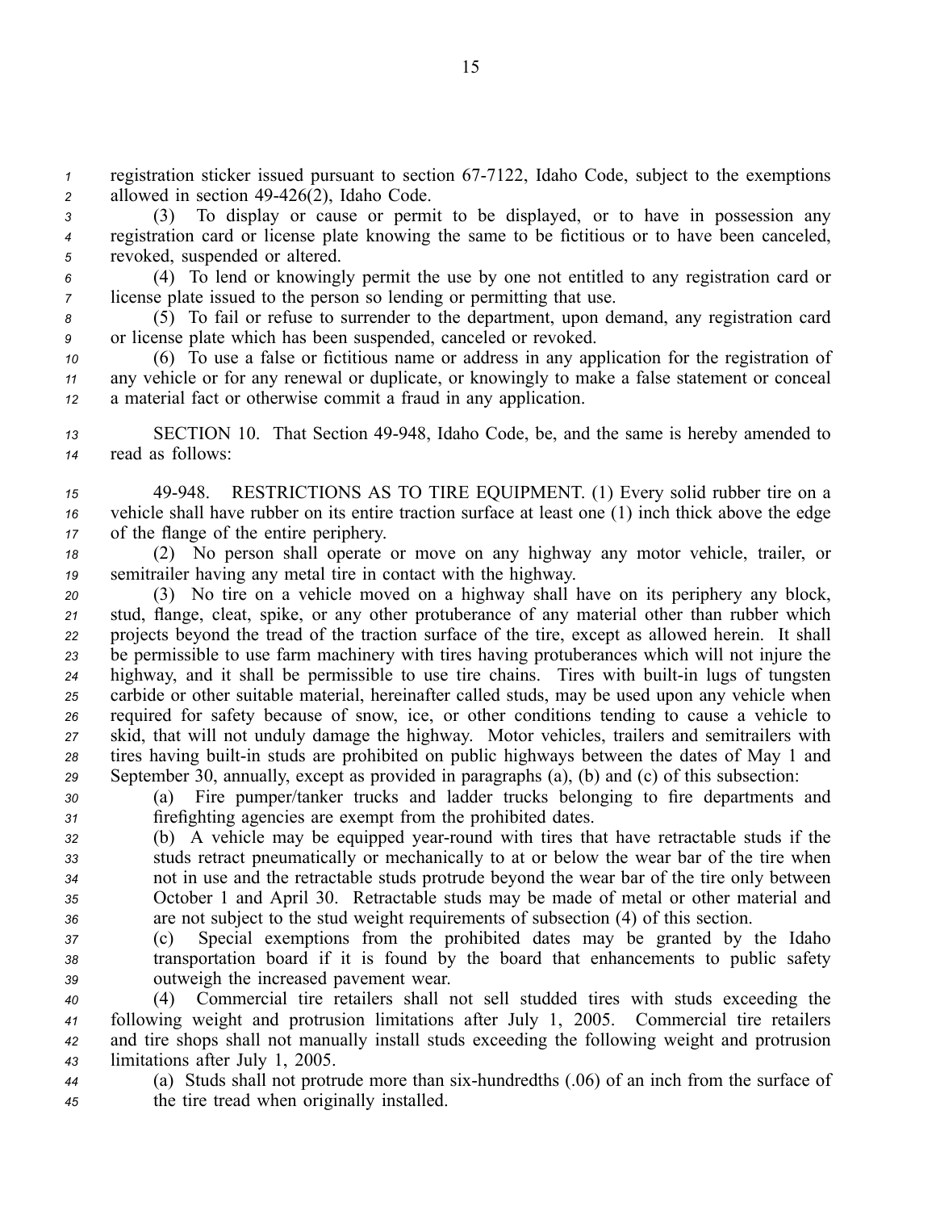registration sticker issued pursuant to section 67-7122, Idaho Code, subject to the exemptions allowed in section 49-426(2), Idaho Code.

(3) To display or cause or permit to be displayed, or to have in possession any registration card or license plate knowing the same to be fictitious or to have been canceled, revoked, suspended or altered.

(4) To lend or knowingly permit the use by one not entitled to any registration card or license plate issued to the person so lending or permitting that use.

(5) To fail or refuse to surrender to the department, upon demand, any registration card or license plate which has been suspended, canceled or revoked.

(6) To use a false or fictitious name or address in any application for the registration of any vehicle or for any renewal or duplicate, or knowingly to make a false statement or conceal a material fact or otherwise commit a fraud in any application.

SECTION 10. That Section 49-948, Idaho Code, be, and the same is hereby amended to read as follows:

49-948. RESTRICTIONS AS TO TIRE EQUIPMENT. (1) Every solid rubber tire on a vehicle shall have rubber on its entire traction surface at least one (1) inch thick above the edge of the flange of the entire periphery.

(2) No person shall operate or move on any highway any motor vehicle, trailer, or semitrailer having any metal tire in contact with the highway.

(3) No tire on a vehicle moved on a highway shall have on its periphery any block, stud, flange, cleat, spike, or any other protuberance of any material other than rubber which projects beyond the tread of the traction surface of the tire, except as allowed herein. It shall be permissible to use farm machinery with tires having protuberances which will not injure the highway, and it shall be permissible to use tire chains. Tires with built-in lugs of tungsten carbide or other suitable material, hereinafter called studs, may be used upon any vehicle when required for safety because of snow, ice, or other conditions tending to cause a vehicle to skid, that will not unduly damage the highway. Motor vehicles, trailers and semitrailers with tires having built-in studs are prohibited on public highways between the dates of May 1 and September 30, annually, except as provided in paragraphs (a), (b) and (c) of this subsection:

(a) Fire pumper/tanker trucks and ladder trucks belonging to fire departments and firefighting agencies are exempt from the prohibited dates.

(b) A vehicle may be equipped year-round with tires that have retractable studs if the studs retract pneumatically or mechanically to at or below the wear bar of the tire when not in use and the retractable studs protrude beyond the wear bar of the tire only between October 1 and April 30. Retractable studs may be made of metal or other material and are not subject to the stud weight requirements of subsection (4) of this section.

(c) Special exemptions from the prohibited dates may be granted by the Idaho transportation board if it is found by the board that enhancements to public safety outweigh the increased pavement wear.

(4) Commercial tire retailers shall not sell studded tires with studs exceeding the following weight and protrusion limitations after July 1, 2005. Commercial tire retailers and tire shops shall not manually install studs exceeding the following weight and protrusion limitations after July 1, 2005.

(a) Studs shall not protrude more than six-hundredths (.06) of an inch from the surface of the tire tread when originally installed.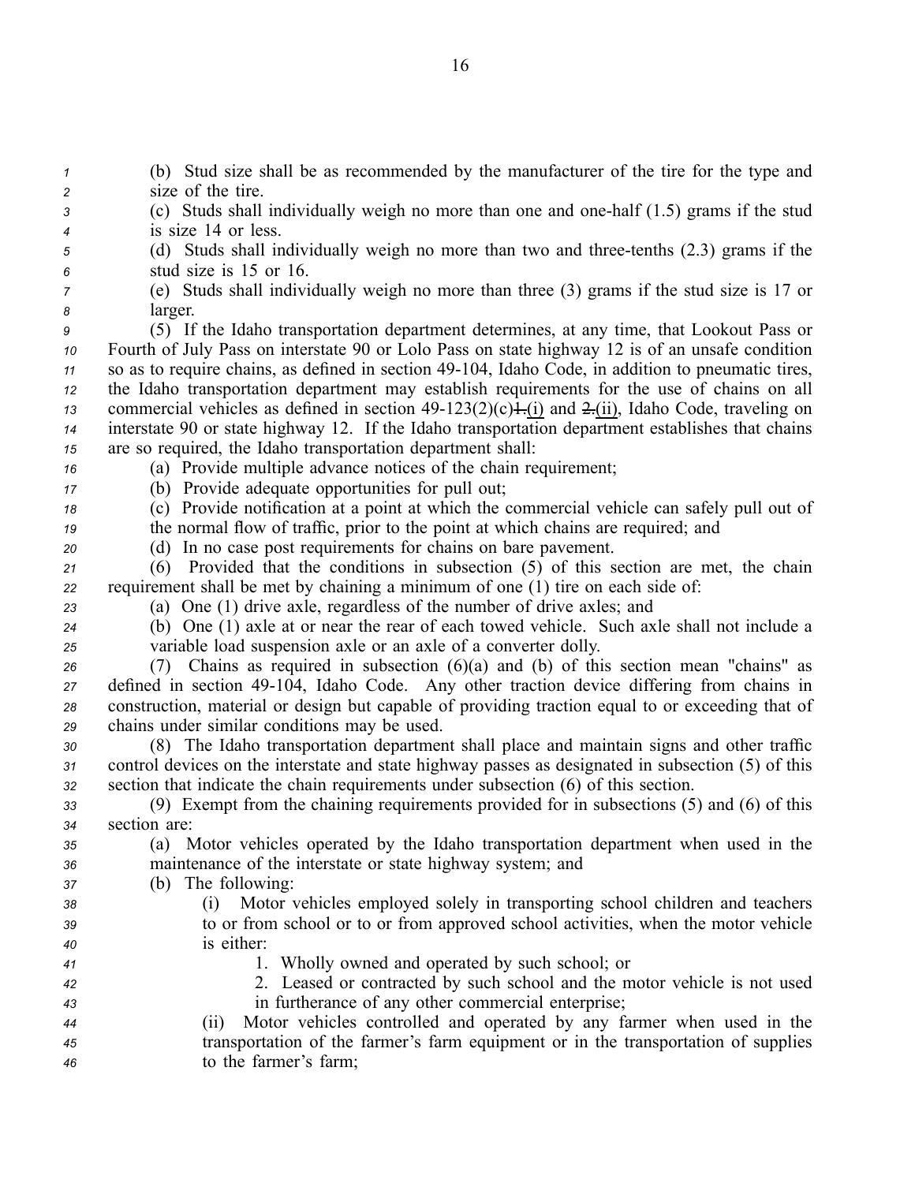(b) Stud size shall be as recommended by the manufacturer of the tire for the type and size of the tire.

(c) Studs shall individually weigh no more than one and one-half (1.5) grams if the stud is size 14 or less.

(d) Studs shall individually weigh no more than two and three-tenths (2.3) grams if the stud size is 15 or 16.

(e) Studs shall individually weigh no more than three (3) grams if the stud size is 17 or larger.

(5) If the Idaho transportation department determines, at any time, that Lookout Pass or Fourth of July Pass on interstate 90 or Lolo Pass on state highway 12 is of an unsafe condition so as to require chains, as defined in section 49-104, Idaho Code, in addition to pneumatic tires, the Idaho transportation department may establish requirements for the use of chains on all commercial vehicles as defined in section 49-123(2)(c)~~1.~~(i) and ~~2.~~(ii), Idaho Code, traveling on interstate 90 or state highway 12. If the Idaho transportation department establishes that chains are so required, the Idaho transportation department shall:

(a) Provide multiple advance notices of the chain requirement;

(b) Provide adequate opportunities for pull out;

(c) Provide notification at a point at which the commercial vehicle can safely pull out of the normal flow of traffic, prior to the point at which chains are required; and

(d) In no case post requirements for chains on bare pavement.

(6) Provided that the conditions in subsection (5) of this section are met, the chain requirement shall be met by chaining a minimum of one (1) tire on each side of:

(a) One (1) drive axle, regardless of the number of drive axles; and

(b) One (1) axle at or near the rear of each towed vehicle. Such axle shall not include a variable load suspension axle or an axle of a converter dolly.

(7) Chains as required in subsection (6)(a) and (b) of this section mean "chains" as defined in section 49-104, Idaho Code. Any other traction device differing from chains in construction, material or design but capable of providing traction equal to or exceeding that of chains under similar conditions may be used.

(8) The Idaho transportation department shall place and maintain signs and other traffic control devices on the interstate and state highway passes as designated in subsection (5) of this section that indicate the chain requirements under subsection (6) of this section.

(9) Exempt from the chaining requirements provided for in subsections (5) and (6) of this section are:

(a) Motor vehicles operated by the Idaho transportation department when used in the maintenance of the interstate or state highway system; and

(b) The following:

(i) Motor vehicles employed solely in transporting school children and teachers to or from school or to or from approved school activities, when the motor vehicle is either:

1. Wholly owned and operated by such school; or

2. Leased or contracted by such school and the motor vehicle is not used in furtherance of any other commercial enterprise;

(ii) Motor vehicles controlled and operated by any farmer when used in the transportation of the farmer's farm equipment or in the transportation of supplies to the farmer's farm;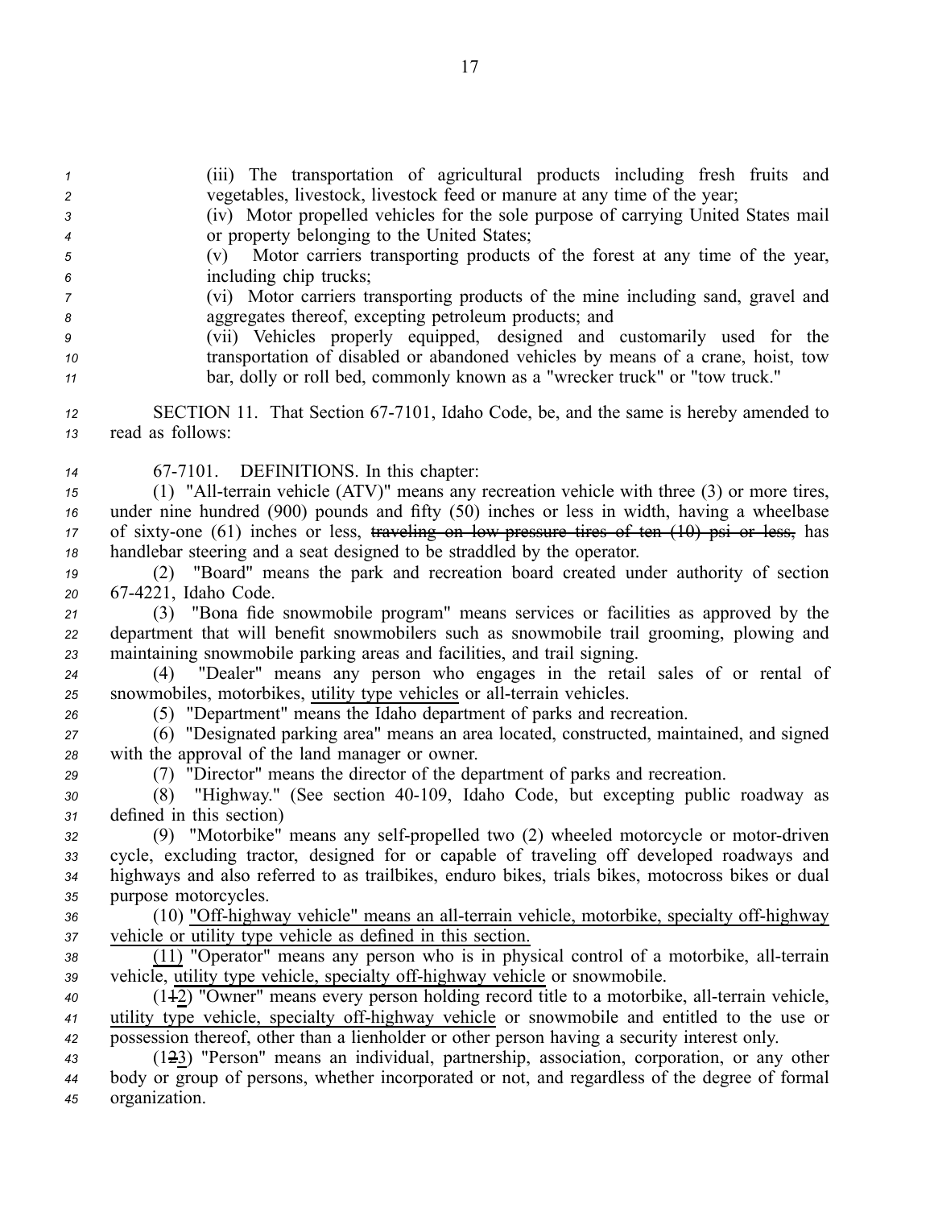(iii) The transportation of agricultural products including fresh fruits and vegetables, livestock, livestock feed or manure at any time of the year;

(iv) Motor propelled vehicles for the sole purpose of carrying United States mail or property belonging to the United States;

(v) Motor carriers transporting products of the forest at any time of the year, including chip trucks;

(vi) Motor carriers transporting products of the mine including sand, gravel and aggregates thereof, excepting petroleum products; and

(vii) Vehicles properly equipped, designed and customarily used for the transportation of disabled or abandoned vehicles by means of a crane, hoist, tow bar, dolly or roll bed, commonly known as a "wrecker truck" or "tow truck."

SECTION 11. That Section 67-7101, Idaho Code, be, and the same is hereby amended to read as follows:

67-7101. DEFINITIONS. In this chapter:

(1) "All-terrain vehicle (ATV)" means any recreation vehicle with three (3) or more tires, under nine hundred (900) pounds and fifty (50) inches or less in width, having a wheelbase of sixty-one (61) inches or less, ~~traveling on low pressure tires of ten (10) psi or less,~~ has handlebar steering and a seat designed to be straddled by the operator.

(2) "Board" means the park and recreation board created under authority of section 67-4221, Idaho Code.

(3) "Bona fide snowmobile program" means services or facilities as approved by the department that will benefit snowmobilers such as snowmobile trail grooming, plowing and maintaining snowmobile parking areas and facilities, and trail signing.

(4) "Dealer" means any person who engages in the retail sales of or rental of snowmobiles, motorbikes, utility type vehicles or all-terrain vehicles.

(5) "Department" means the Idaho department of parks and recreation.

(6) "Designated parking area" means an area located, constructed, maintained, and signed with the approval of the land manager or owner.

(7) "Director" means the director of the department of parks and recreation.

(8) "Highway." (See section 40-109, Idaho Code, but excepting public roadway as defined in this section)

(9) "Motorbike" means any self-propelled two (2) wheeled motorcycle or motor-driven cycle, excluding tractor, designed for or capable of traveling off developed roadways and highways and also referred to as trailbikes, enduro bikes, trials bikes, motocross bikes or dual purpose motorcycles.

(10) "Off-highway vehicle" means an all-terrain vehicle, motorbike, specialty off-highway vehicle or utility type vehicle as defined in this section.

(11) "Operator" means any person who is in physical control of a motorbike, all-terrain vehicle, utility type vehicle, specialty off-highway vehicle or snowmobile.

(1~~1~~2) "Owner" means every person holding record title to a motorbike, all-terrain vehicle, utility type vehicle, specialty off-highway vehicle or snowmobile and entitled to the use or possession thereof, other than a lienholder or other person having a security interest only.

(1~~2~~3) "Person" means an individual, partnership, association, corporation, or any other body or group of persons, whether incorporated or not, and regardless of the degree of formal organization.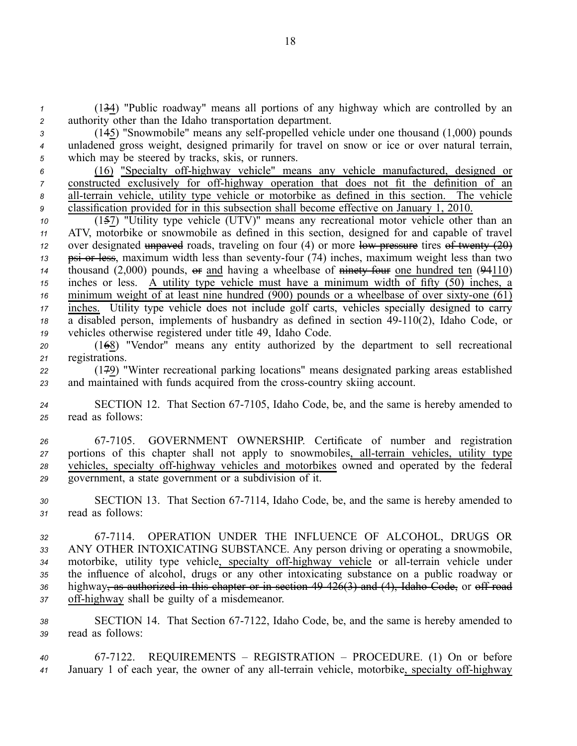(134) "Public roadway" means all portions of any highway which are controlled by an authority other than the Idaho transportation department.

(145) "Snowmobile" means any self-propelled vehicle under one thousand (1,000) pounds unladened gross weight, designed primarily for travel on snow or ice or over natural terrain, which may be steered by tracks, skis, or runners.

(16) "Specialty off-highway vehicle" means any vehicle manufactured, designed or constructed exclusively for off-highway operation that does not fit the definition of an all-terrain vehicle, utility type vehicle or motorbike as defined in this section. The vehicle classification provided for in this subsection shall become effective on January 1, 2010.

(157) "Utility type vehicle (UTV)" means any recreational motor vehicle other than an ATV, motorbike or snowmobile as defined in this section, designed for and capable of travel over designated unpaved roads, traveling on four (4) or more low-pressure tires of twenty (20) psi or less, maximum width less than seventy-four (74) inches, maximum weight less than two thousand (2,000) pounds, or and having a wheelbase of ninety-four one hundred ten (94110) inches or less. A utility type vehicle must have a minimum width of fifty (50) inches, a minimum weight of at least nine hundred (900) pounds or a wheelbase of over sixty-one (61) inches. Utility type vehicle does not include golf carts, vehicles specially designed to carry a disabled person, implements of husbandry as defined in section 49-110(2), Idaho Code, or vehicles otherwise registered under title 49, Idaho Code.

(168) "Vendor" means any entity authorized by the department to sell recreational registrations.

(179) "Winter recreational parking locations" means designated parking areas established and maintained with funds acquired from the cross-country skiing account.

SECTION 12. That Section 67-7105, Idaho Code, be, and the same is hereby amended to read as follows:

67-7105. GOVERNMENT OWNERSHIP. Certificate of number and registration portions of this chapter shall not apply to snowmobiles, all-terrain vehicles, utility type vehicles, specialty off-highway vehicles and motorbikes owned and operated by the federal government, a state government or a subdivision of it.

SECTION 13. That Section 67-7114, Idaho Code, be, and the same is hereby amended to read as follows:

67-7114. OPERATION UNDER THE INFLUENCE OF ALCOHOL, DRUGS OR ANY OTHER INTOXICATING SUBSTANCE. Any person driving or operating a snowmobile, motorbike, utility type vehicle, specialty off-highway vehicle or all-terrain vehicle under the influence of alcohol, drugs or any other intoxicating substance on a public roadway or highway, as authorized in this chapter or in section 49-426(3) and (4), Idaho Code, or off-road off-highway shall be guilty of a misdemeanor.

SECTION 14. That Section 67-7122, Idaho Code, be, and the same is hereby amended to read as follows:

67-7122. REQUIREMENTS – REGISTRATION – PROCEDURE. (1) On or before January 1 of each year, the owner of any all-terrain vehicle, motorbike, specialty off-highway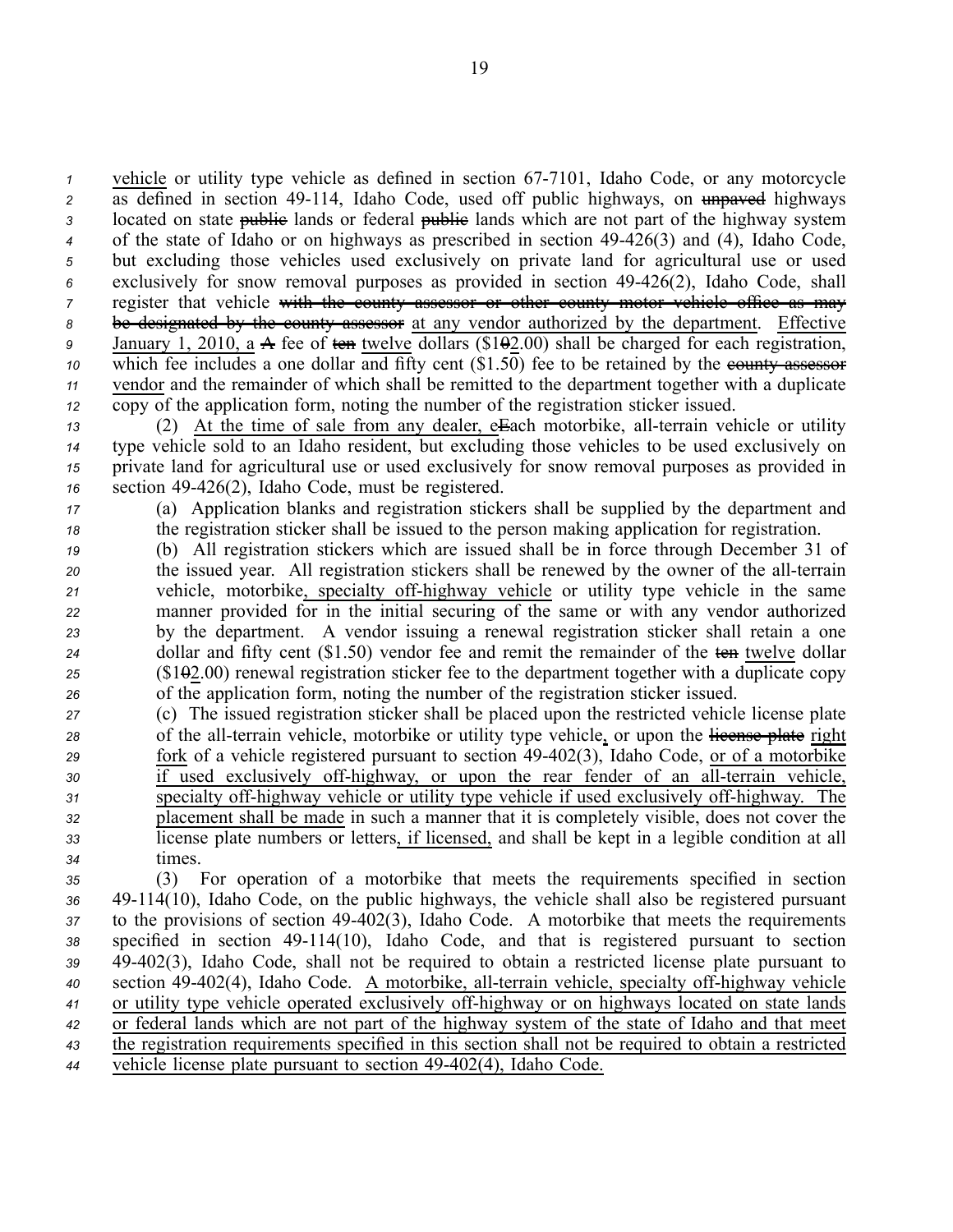vehicle or utility type vehicle as defined in section 67-7101, Idaho Code, or any motorcycle as defined in section 49-114, Idaho Code, used off public highways, on unpaved highways located on state public lands or federal public lands which are not part of the highway system of the state of Idaho or on highways as prescribed in section 49-426(3) and (4), Idaho Code, but excluding those vehicles used exclusively on private land for agricultural use or used exclusively for snow removal purposes as provided in section 49-426(2), Idaho Code, shall register that vehicle with the county assessor or other county motor vehicle office as may be designated by the county assessor at any vendor authorized by the department. Effective January 1, 2010, a A fee of ten twelve dollars ($102.00) shall be charged for each registration, which fee includes a one dollar and fifty cent ($1.50) fee to be retained by the county assessor vendor and the remainder of which shall be remitted to the department together with a duplicate copy of the application form, noting the number of the registration sticker issued.

(2) At the time of sale from any dealer, eEach motorbike, all-terrain vehicle or utility type vehicle sold to an Idaho resident, but excluding those vehicles to be used exclusively on private land for agricultural use or used exclusively for snow removal purposes as provided in section 49-426(2), Idaho Code, must be registered.

(a) Application blanks and registration stickers shall be supplied by the department and the registration sticker shall be issued to the person making application for registration.

(b) All registration stickers which are issued shall be in force through December 31 of the issued year. All registration stickers shall be renewed by the owner of the all-terrain vehicle, motorbike, specialty off-highway vehicle or utility type vehicle in the same manner provided for in the initial securing of the same or with any vendor authorized by the department. A vendor issuing a renewal registration sticker shall retain a one dollar and fifty cent ($1.50) vendor fee and remit the remainder of the ten twelve dollar ($102.00) renewal registration sticker fee to the department together with a duplicate copy of the application form, noting the number of the registration sticker issued.

(c) The issued registration sticker shall be placed upon the restricted vehicle license plate of the all-terrain vehicle, motorbike or utility type vehicle, or upon the license plate right fork of a vehicle registered pursuant to section 49-402(3), Idaho Code, or of a motorbike if used exclusively off-highway, or upon the rear fender of an all-terrain vehicle, specialty off-highway vehicle or utility type vehicle if used exclusively off-highway. The placement shall be made in such a manner that it is completely visible, does not cover the license plate numbers or letters, if licensed, and shall be kept in a legible condition at all times.

(3) For operation of a motorbike that meets the requirements specified in section 49-114(10), Idaho Code, on the public highways, the vehicle shall also be registered pursuant to the provisions of section 49-402(3), Idaho Code. A motorbike that meets the requirements specified in section 49-114(10), Idaho Code, and that is registered pursuant to section 49-402(3), Idaho Code, shall not be required to obtain a restricted license plate pursuant to section 49-402(4), Idaho Code. A motorbike, all-terrain vehicle, specialty off-highway vehicle or utility type vehicle operated exclusively off-highway or on highways located on state lands or federal lands which are not part of the highway system of the state of Idaho and that meet the registration requirements specified in this section shall not be required to obtain a restricted vehicle license plate pursuant to section 49-402(4), Idaho Code.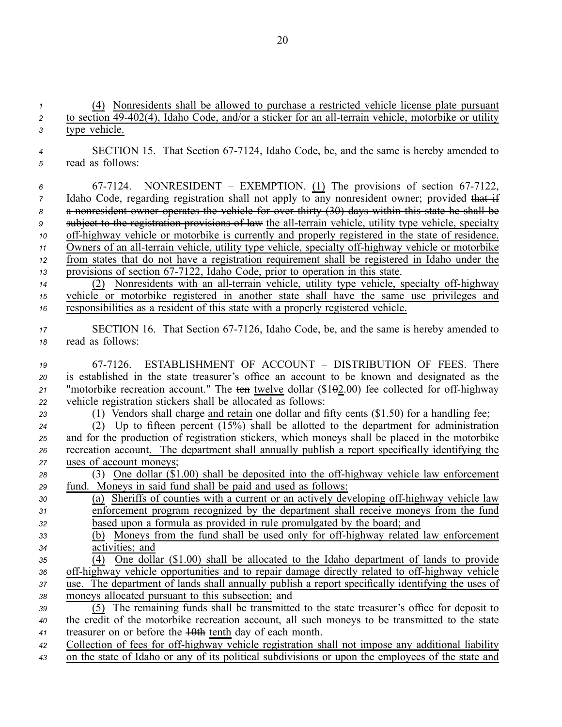(4) Nonresidents shall be allowed to purchase a restricted vehicle license plate pursuant to section 49-402(4), Idaho Code, and/or a sticker for an all-terrain vehicle, motorbike or utility type vehicle.

SECTION 15. That Section 67-7124, Idaho Code, be, and the same is hereby amended to read as follows:

67-7124. NONRESIDENT – EXEMPTION. (1) The provisions of section 67-7122, Idaho Code, regarding registration shall not apply to any nonresident owner; provided ~~that if a nonresident owner operates the vehicle for over thirty (30) days within this state he shall be subject to the registration provisions of law~~ the all-terrain vehicle, utility type vehicle, specialty off-highway vehicle or motorbike is currently and properly registered in the state of residence. Owners of an all-terrain vehicle, utility type vehicle, specialty off-highway vehicle or motorbike from states that do not have a registration requirement shall be registered in Idaho under the provisions of section 67-7122, Idaho Code, prior to operation in this state.

(2) Nonresidents with an all-terrain vehicle, utility type vehicle, specialty off-highway vehicle or motorbike registered in another state shall have the same use privileges and responsibilities as a resident of this state with a properly registered vehicle.

SECTION 16. That Section 67-7126, Idaho Code, be, and the same is hereby amended to read as follows:

67-7126. ESTABLISHMENT OF ACCOUNT – DISTRIBUTION OF FEES. There is established in the state treasurer's office an account to be known and designated as the "motorbike recreation account." The ~~ten~~ twelve dollar ($1~~0~~2.00) fee collected for off-highway vehicle registration stickers shall be allocated as follows:

(1) Vendors shall charge and retain one dollar and fifty cents ($1.50) for a handling fee;

(2) Up to fifteen percent (15%) shall be allotted to the department for administration and for the production of registration stickers, which moneys shall be placed in the motorbike recreation account. The department shall annually publish a report specifically identifying the uses of account moneys;

(3) One dollar ($1.00) shall be deposited into the off-highway vehicle law enforcement fund. Moneys in said fund shall be paid and used as follows:

(a) Sheriffs of counties with a current or an actively developing off-highway vehicle law enforcement program recognized by the department shall receive moneys from the fund based upon a formula as provided in rule promulgated by the board; and

(b) Moneys from the fund shall be used only for off-highway related law enforcement activities; and

(4) One dollar ($1.00) shall be allocated to the Idaho department of lands to provide off-highway vehicle opportunities and to repair damage directly related to off-highway vehicle use. The department of lands shall annually publish a report specifically identifying the uses of moneys allocated pursuant to this subsection; and

(5) The remaining funds shall be transmitted to the state treasurer's office for deposit to the credit of the motorbike recreation account, all such moneys to be transmitted to the state treasurer on or before the ~~10th~~ tenth day of each month.

Collection of fees for off-highway vehicle registration shall not impose any additional liability on the state of Idaho or any of its political subdivisions or upon the employees of the state and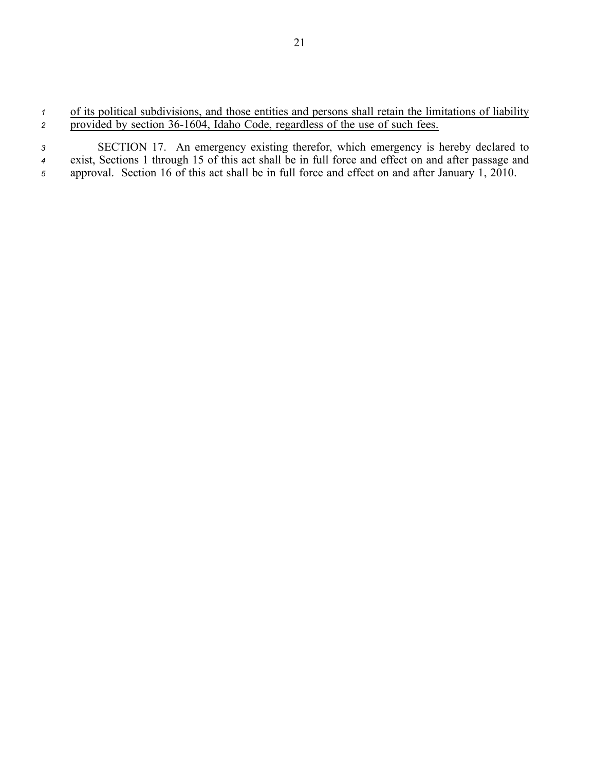of its political subdivisions, and those entities and persons shall retain the limitations of liability provided by section 36-1604, Idaho Code, regardless of the use of such fees.

SECTION 17. An emergency existing therefor, which emergency is hereby declared to exist, Sections 1 through 15 of this act shall be in full force and effect on and after passage and approval. Section 16 of this act shall be in full force and effect on and after January 1, 2010.